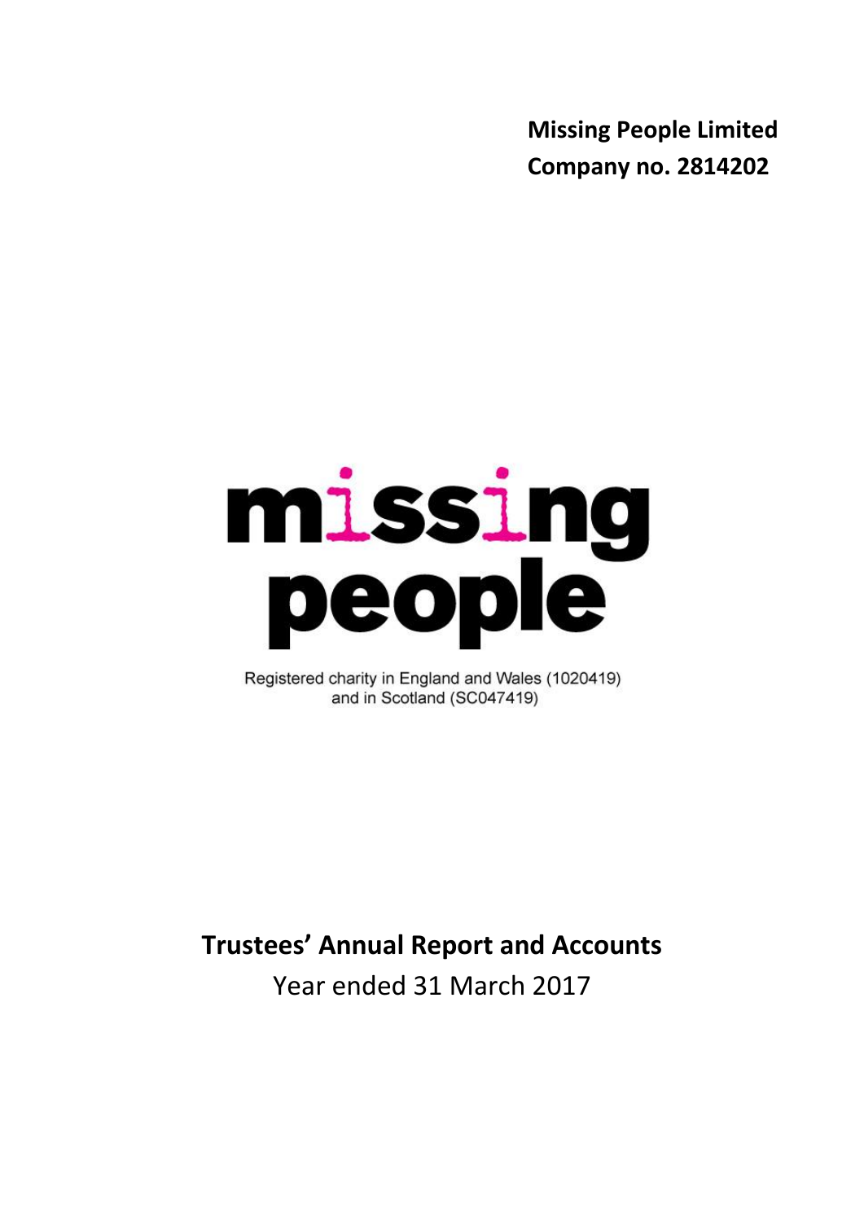**Missing People Limited**
**Company no. 2814202**

missing people

Registered charity in England and Wales (1020419) and in Scotland (SC047419)

# Trustees' Annual Report and Accounts

Year ended 31 March 2017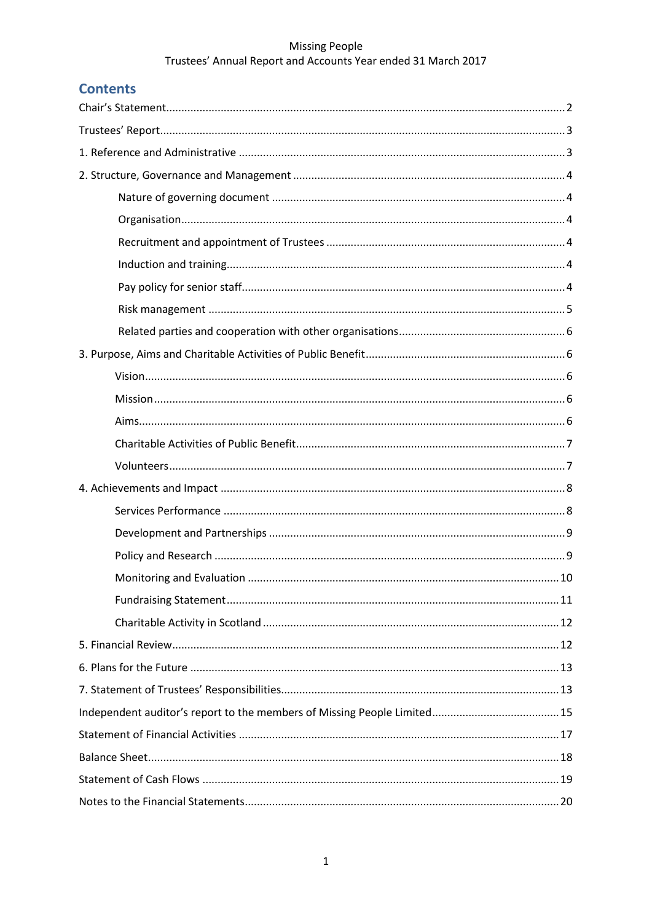# Contents

- Chair's Statement .......... 2
- Trustees' Report .......... 3
- 1. Reference and Administrative .......... 3
- 2. Structure, Governance and Management .......... 4
  - Nature of governing document .......... 4
  - Organisation .......... 4
  - Recruitment and appointment of Trustees .......... 4
  - Induction and training .......... 4
  - Pay policy for senior staff .......... 4
  - Risk management .......... 5
  - Related parties and cooperation with other organisations .......... 6
- 3. Purpose, Aims and Charitable Activities of Public Benefit .......... 6
  - Vision .......... 6
  - Mission .......... 6
  - Aims .......... 6
  - Charitable Activities of Public Benefit .......... 7
  - Volunteers .......... 7
- 4. Achievements and Impact .......... 8
  - Services Performance .......... 8
  - Development and Partnerships .......... 9
  - Policy and Research .......... 9
  - Monitoring and Evaluation .......... 10
  - Fundraising Statement .......... 11
  - Charitable Activity in Scotland .......... 12
- 5. Financial Review .......... 12
- 6. Plans for the Future .......... 13
- 7. Statement of Trustees' Responsibilities .......... 13
- Independent auditor's report to the members of Missing People Limited .......... 15
- Statement of Financial Activities .......... 17
- Balance Sheet .......... 18
- Statement of Cash Flows .......... 19
- Notes to the Financial Statements .......... 20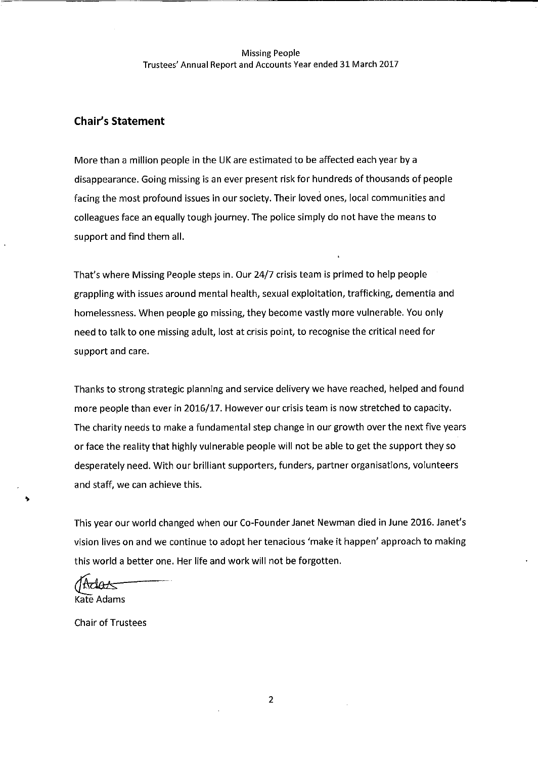## Chair's Statement

More than a million people in the UK are estimated to be affected each year by a disappearance. Going missing is an ever present risk for hundreds of thousands of people facing the most profound issues in our society. Their loved ones, local communities and colleagues face an equally tough journey. The police simply do not have the means to support and find them all.

That's where Missing People steps in. Our 24/7 crisis team is primed to help people grappling with issues around mental health, sexual exploitation, trafficking, dementia and homelessness. When people go missing, they become vastly more vulnerable. You only need to talk to one missing adult, lost at crisis point, to recognise the critical need for support and care.

Thanks to strong strategic planning and service delivery we have reached, helped and found more people than ever in 2016/17. However our crisis team is now stretched to capacity. The charity needs to make a fundamental step change in our growth over the next five years or face the reality that highly vulnerable people will not be able to get the support they so desperately need. With our brilliant supporters, funders, partner organisations, volunteers and staff, we can achieve this.

This year our world changed when our Co-Founder Janet Newman died in June 2016. Janet's vision lives on and we continue to adopt her tenacious 'make it happen' approach to making this world a better one. Her life and work will not be forgotten.

Kate Adams

Chair of Trustees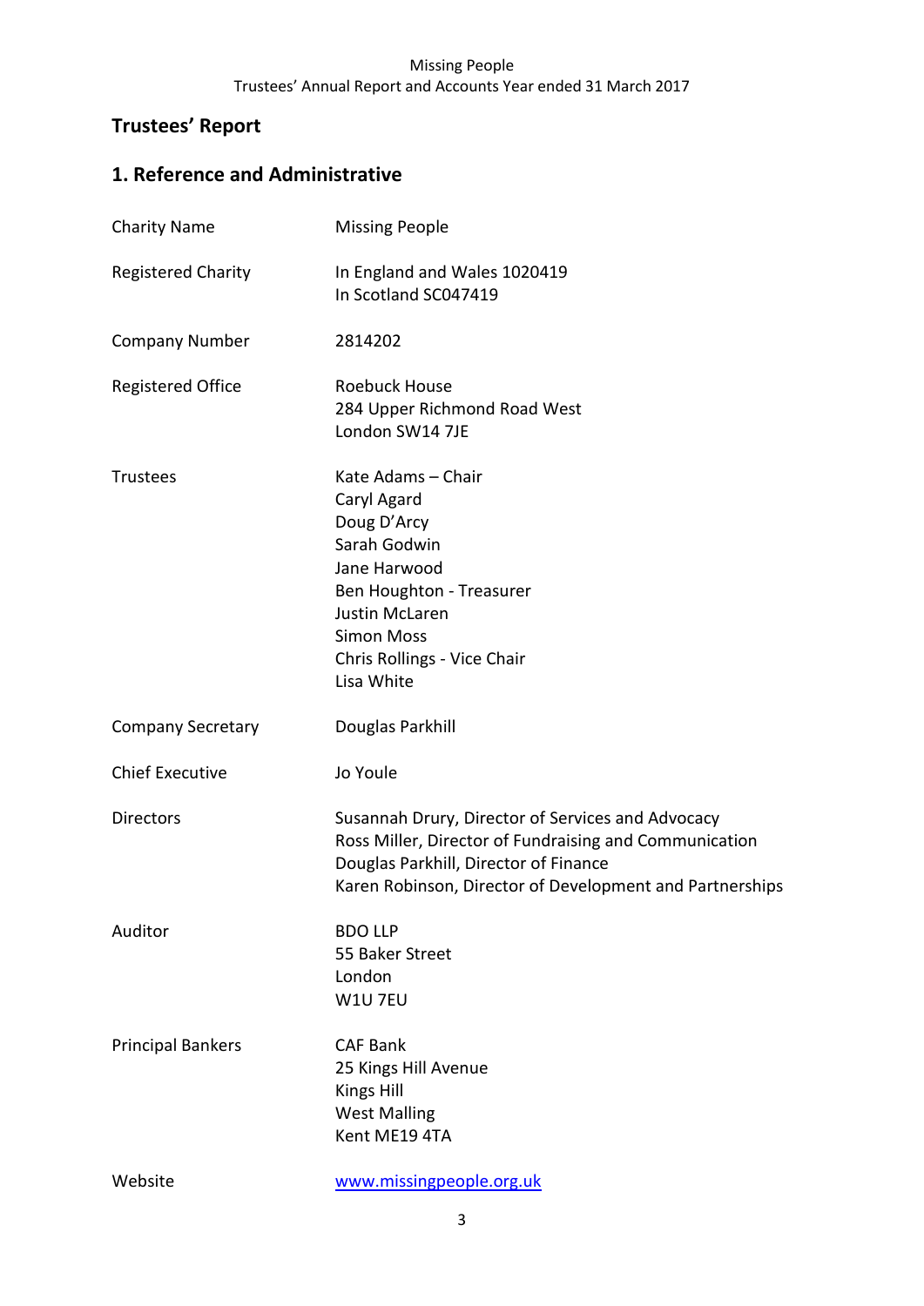# Trustees' Report

## 1. Reference and Administrative

| | |
|---|---|
| Charity Name | Missing People |
| Registered Charity | In England and Wales 1020419<br>In Scotland SC047419 |
| Company Number | 2814202 |
| Registered Office | Roebuck House<br>284 Upper Richmond Road West<br>London SW14 7JE |
| Trustees | Kate Adams – Chair<br>Caryl Agard<br>Doug D'Arcy<br>Sarah Godwin<br>Jane Harwood<br>Ben Houghton - Treasurer<br>Justin McLaren<br>Simon Moss<br>Chris Rollings - Vice Chair<br>Lisa White |
| Company Secretary | Douglas Parkhill |
| Chief Executive | Jo Youle |
| Directors | Susannah Drury, Director of Services and Advocacy<br>Ross Miller, Director of Fundraising and Communication<br>Douglas Parkhill, Director of Finance<br>Karen Robinson, Director of Development and Partnerships |
| Auditor | BDO LLP<br>55 Baker Street<br>London<br>W1U 7EU |
| Principal Bankers | CAF Bank<br>25 Kings Hill Avenue<br>Kings Hill<br>West Malling<br>Kent ME19 4TA |
| Website | www.missingpeople.org.uk |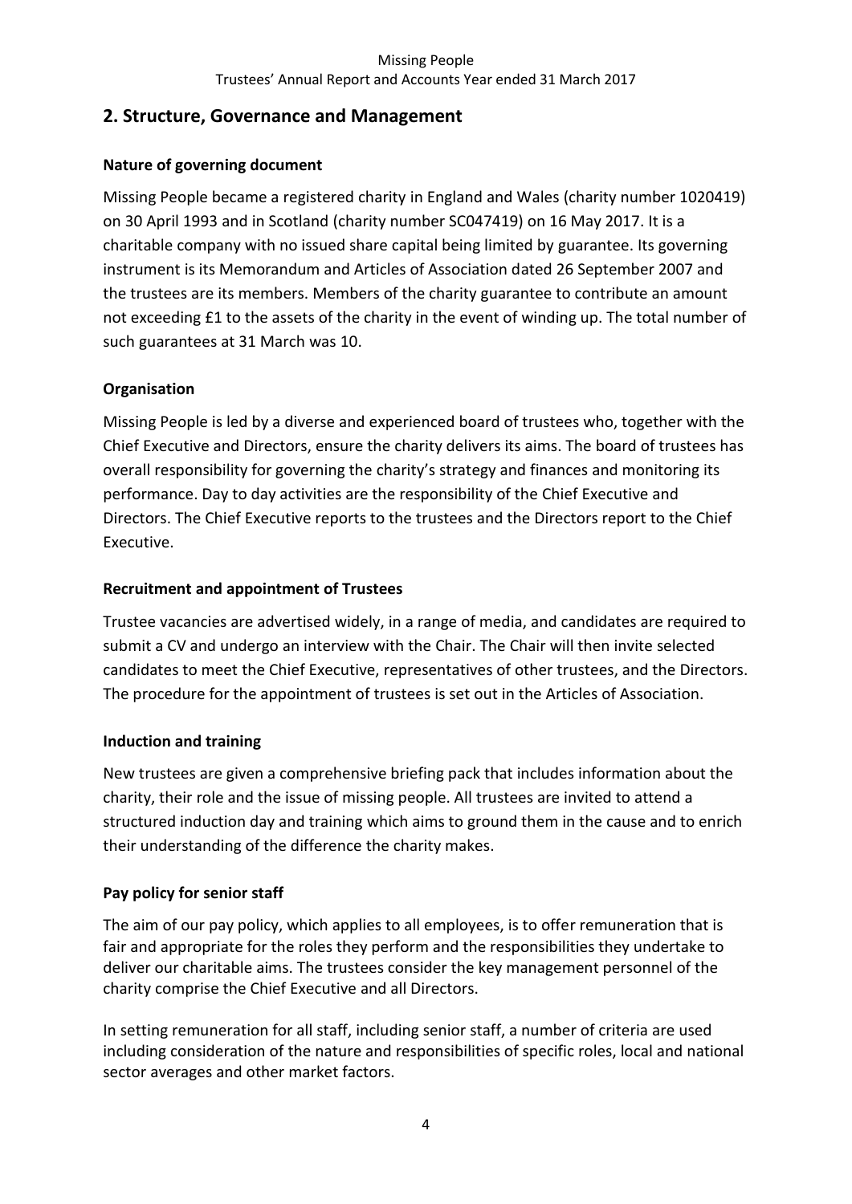## 2. Structure, Governance and Management

### Nature of governing document

Missing People became a registered charity in England and Wales (charity number 1020419) on 30 April 1993 and in Scotland (charity number SC047419) on 16 May 2017. It is a charitable company with no issued share capital being limited by guarantee. Its governing instrument is its Memorandum and Articles of Association dated 26 September 2007 and the trustees are its members. Members of the charity guarantee to contribute an amount not exceeding £1 to the assets of the charity in the event of winding up. The total number of such guarantees at 31 March was 10.

### Organisation

Missing People is led by a diverse and experienced board of trustees who, together with the Chief Executive and Directors, ensure the charity delivers its aims. The board of trustees has overall responsibility for governing the charity's strategy and finances and monitoring its performance. Day to day activities are the responsibility of the Chief Executive and Directors. The Chief Executive reports to the trustees and the Directors report to the Chief Executive.

### Recruitment and appointment of Trustees

Trustee vacancies are advertised widely, in a range of media, and candidates are required to submit a CV and undergo an interview with the Chair. The Chair will then invite selected candidates to meet the Chief Executive, representatives of other trustees, and the Directors. The procedure for the appointment of trustees is set out in the Articles of Association.

### Induction and training

New trustees are given a comprehensive briefing pack that includes information about the charity, their role and the issue of missing people. All trustees are invited to attend a structured induction day and training which aims to ground them in the cause and to enrich their understanding of the difference the charity makes.

### Pay policy for senior staff

The aim of our pay policy, which applies to all employees, is to offer remuneration that is fair and appropriate for the roles they perform and the responsibilities they undertake to deliver our charitable aims. The trustees consider the key management personnel of the charity comprise the Chief Executive and all Directors.

In setting remuneration for all staff, including senior staff, a number of criteria are used including consideration of the nature and responsibilities of specific roles, local and national sector averages and other market factors.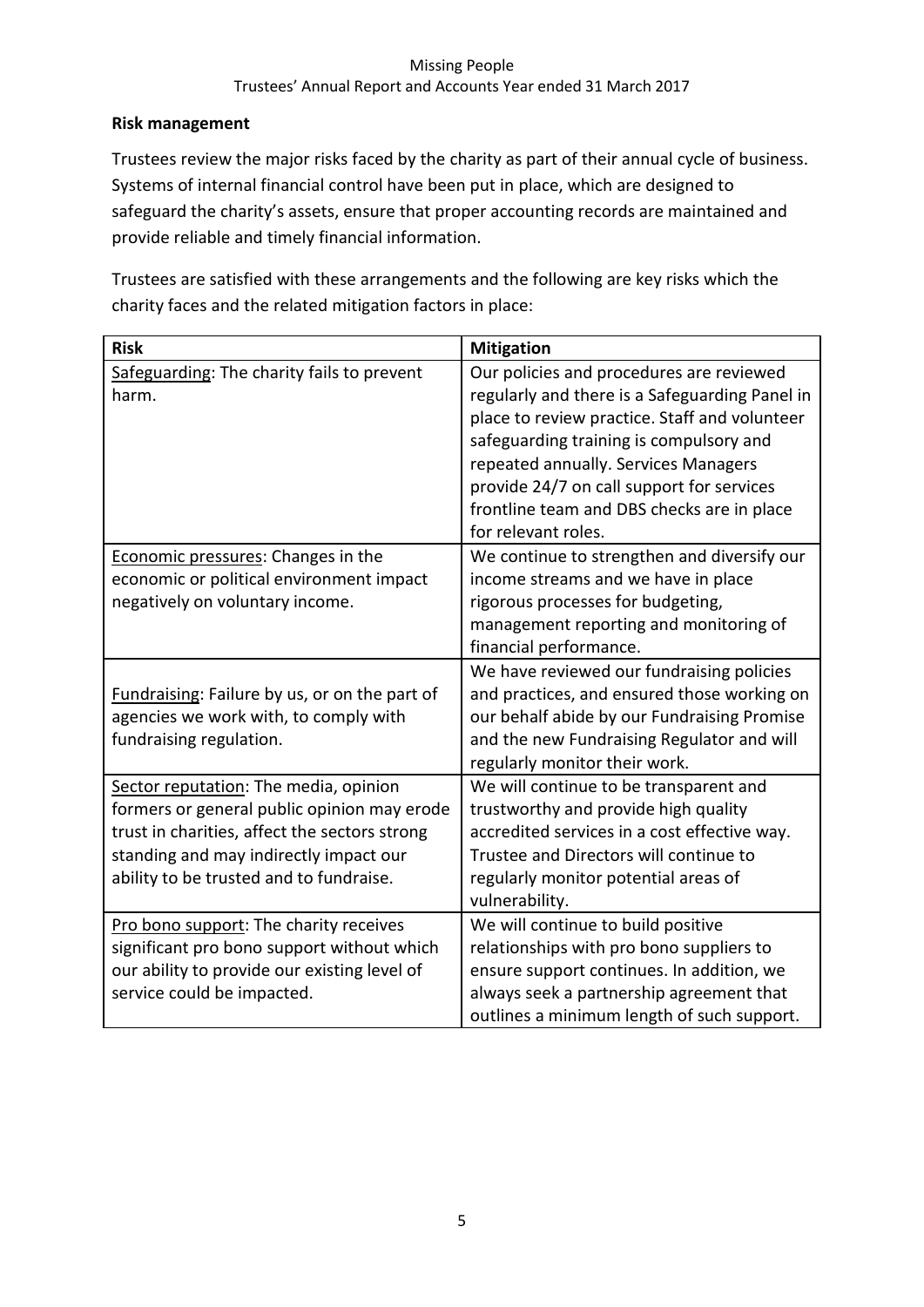**Risk management**

Trustees review the major risks faced by the charity as part of their annual cycle of business. Systems of internal financial control have been put in place, which are designed to safeguard the charity's assets, ensure that proper accounting records are maintained and provide reliable and timely financial information.

Trustees are satisfied with these arrangements and the following are key risks which the charity faces and the related mitigation factors in place:

| Risk | Mitigation |
|---|---|
| Safeguarding: The charity fails to prevent harm. | Our policies and procedures are reviewed regularly and there is a Safeguarding Panel in place to review practice. Staff and volunteer safeguarding training is compulsory and repeated annually. Services Managers provide 24/7 on call support for services frontline team and DBS checks are in place for relevant roles. |
| Economic pressures: Changes in the economic or political environment impact negatively on voluntary income. | We continue to strengthen and diversify our income streams and we have in place rigorous processes for budgeting, management reporting and monitoring of financial performance. |
| Fundraising: Failure by us, or on the part of agencies we work with, to comply with fundraising regulation. | We have reviewed our fundraising policies and practices, and ensured those working on our behalf abide by our Fundraising Promise and the new Fundraising Regulator and will regularly monitor their work. |
| Sector reputation: The media, opinion formers or general public opinion may erode trust in charities, affect the sectors strong standing and may indirectly impact our ability to be trusted and to fundraise. | We will continue to be transparent and trustworthy and provide high quality accredited services in a cost effective way. Trustee and Directors will continue to regularly monitor potential areas of vulnerability. |
| Pro bono support: The charity receives significant pro bono support without which our ability to provide our existing level of service could be impacted. | We will continue to build positive relationships with pro bono suppliers to ensure support continues. In addition, we always seek a partnership agreement that outlines a minimum length of such support. |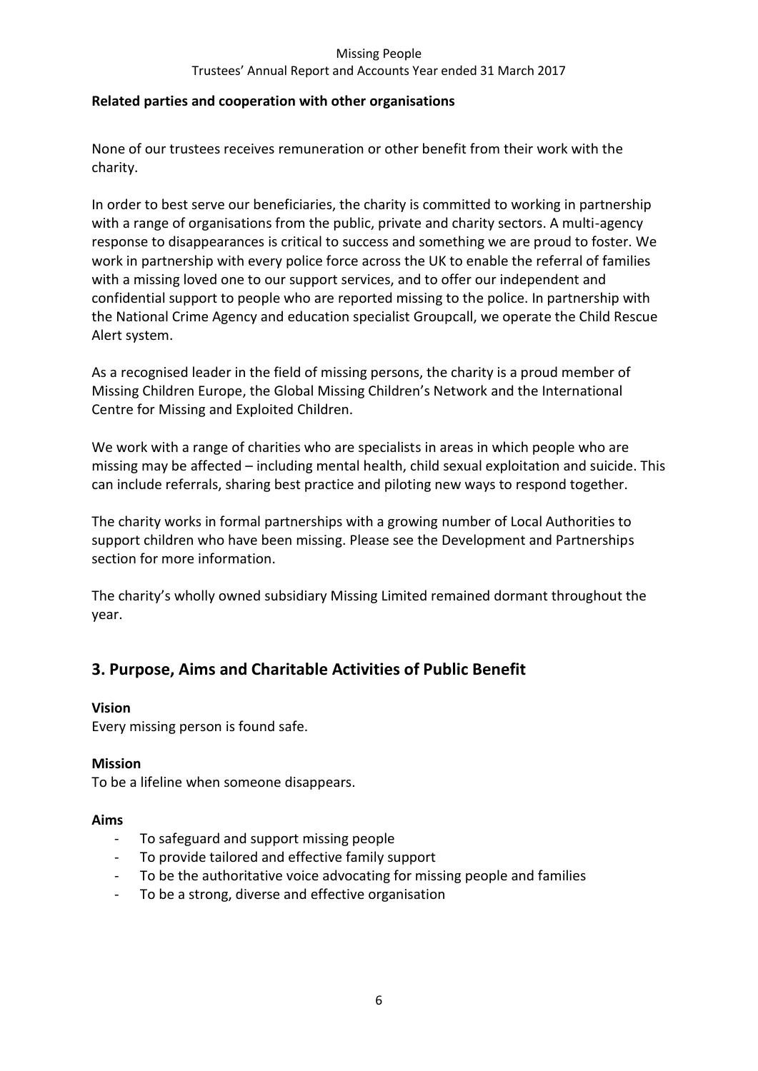**Related parties and cooperation with other organisations**

None of our trustees receives remuneration or other benefit from their work with the charity.

In order to best serve our beneficiaries, the charity is committed to working in partnership with a range of organisations from the public, private and charity sectors. A multi-agency response to disappearances is critical to success and something we are proud to foster. We work in partnership with every police force across the UK to enable the referral of families with a missing loved one to our support services, and to offer our independent and confidential support to people who are reported missing to the police. In partnership with the National Crime Agency and education specialist Groupcall, we operate the Child Rescue Alert system.

As a recognised leader in the field of missing persons, the charity is a proud member of Missing Children Europe, the Global Missing Children's Network and the International Centre for Missing and Exploited Children.

We work with a range of charities who are specialists in areas in which people who are missing may be affected – including mental health, child sexual exploitation and suicide. This can include referrals, sharing best practice and piloting new ways to respond together.

The charity works in formal partnerships with a growing number of Local Authorities to support children who have been missing. Please see the Development and Partnerships section for more information.

The charity's wholly owned subsidiary Missing Limited remained dormant throughout the year.

## 3. Purpose, Aims and Charitable Activities of Public Benefit

**Vision**

Every missing person is found safe.

**Mission**

To be a lifeline when someone disappears.

**Aims**

- To safeguard and support missing people
- To provide tailored and effective family support
- To be the authoritative voice advocating for missing people and families
- To be a strong, diverse and effective organisation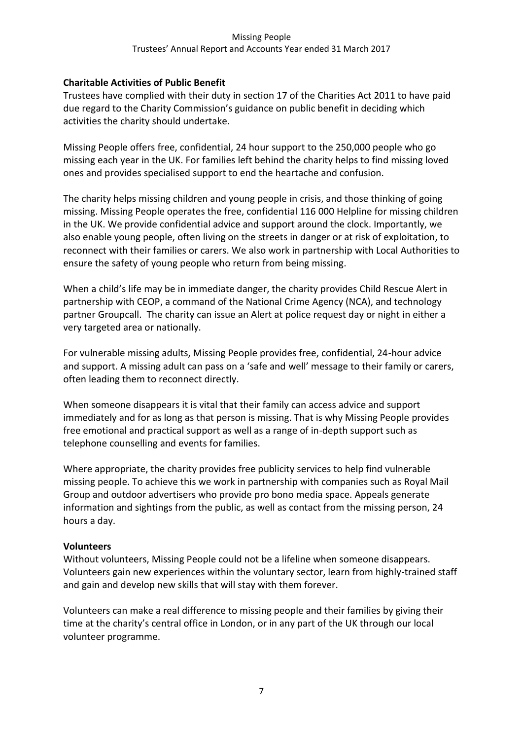**Charitable Activities of Public Benefit**

Trustees have complied with their duty in section 17 of the Charities Act 2011 to have paid due regard to the Charity Commission's guidance on public benefit in deciding which activities the charity should undertake.

Missing People offers free, confidential, 24 hour support to the 250,000 people who go missing each year in the UK. For families left behind the charity helps to find missing loved ones and provides specialised support to end the heartache and confusion.

The charity helps missing children and young people in crisis, and those thinking of going missing. Missing People operates the free, confidential 116 000 Helpline for missing children in the UK. We provide confidential advice and support around the clock. Importantly, we also enable young people, often living on the streets in danger or at risk of exploitation, to reconnect with their families or carers. We also work in partnership with Local Authorities to ensure the safety of young people who return from being missing.

When a child's life may be in immediate danger, the charity provides Child Rescue Alert in partnership with CEOP, a command of the National Crime Agency (NCA), and technology partner Groupcall. The charity can issue an Alert at police request day or night in either a very targeted area or nationally.

For vulnerable missing adults, Missing People provides free, confidential, 24-hour advice and support. A missing adult can pass on a 'safe and well' message to their family or carers, often leading them to reconnect directly.

When someone disappears it is vital that their family can access advice and support immediately and for as long as that person is missing. That is why Missing People provides free emotional and practical support as well as a range of in-depth support such as telephone counselling and events for families.

Where appropriate, the charity provides free publicity services to help find vulnerable missing people. To achieve this we work in partnership with companies such as Royal Mail Group and outdoor advertisers who provide pro bono media space. Appeals generate information and sightings from the public, as well as contact from the missing person, 24 hours a day.

**Volunteers**

Without volunteers, Missing People could not be a lifeline when someone disappears. Volunteers gain new experiences within the voluntary sector, learn from highly-trained staff and gain and develop new skills that will stay with them forever.

Volunteers can make a real difference to missing people and their families by giving their time at the charity's central office in London, or in any part of the UK through our local volunteer programme.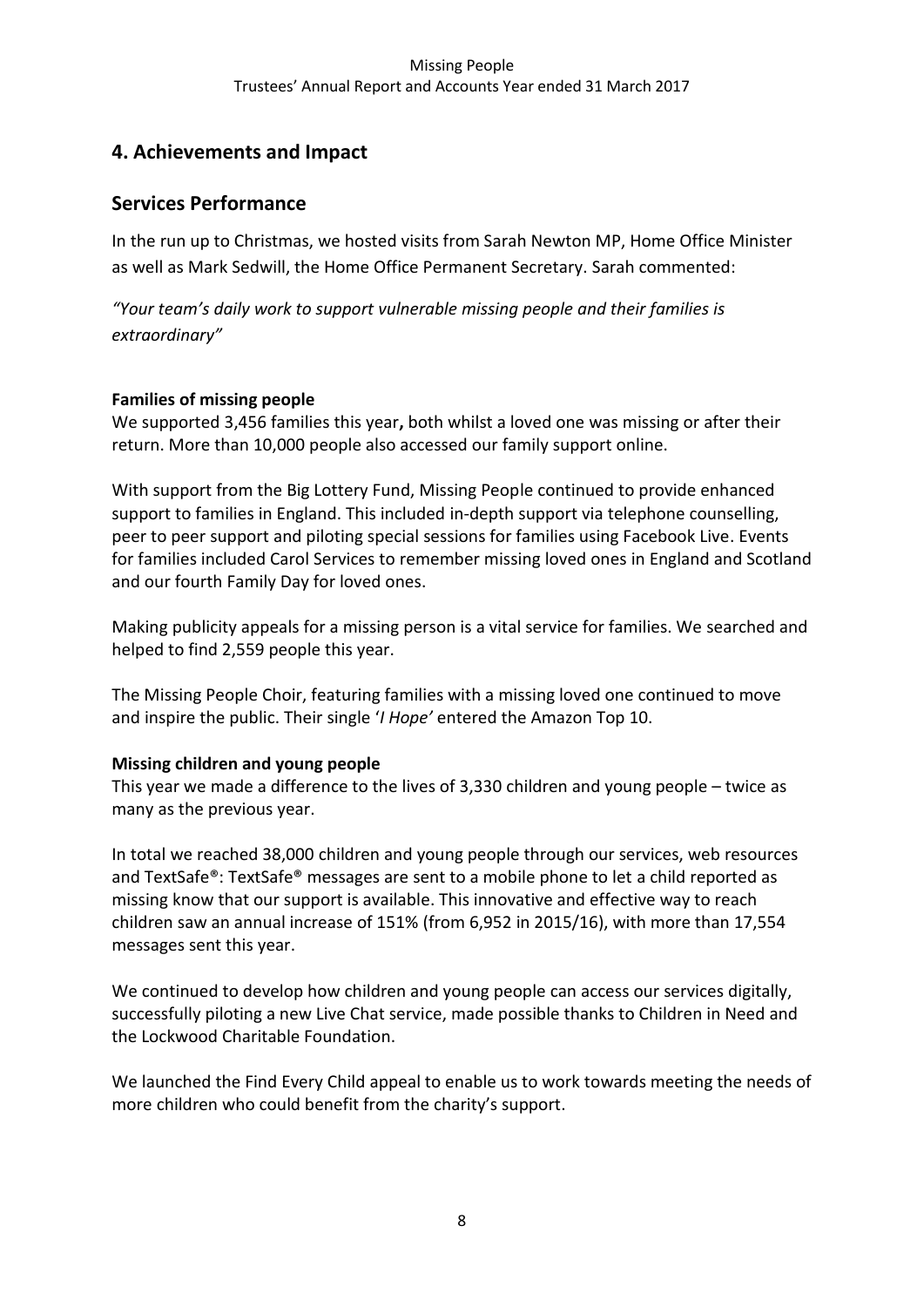## 4. Achievements and Impact

## Services Performance

In the run up to Christmas, we hosted visits from Sarah Newton MP, Home Office Minister as well as Mark Sedwill, the Home Office Permanent Secretary. Sarah commented:

*"Your team's daily work to support vulnerable missing people and their families is extraordinary"*

**Families of missing people**

We supported 3,456 families this year**,** both whilst a loved one was missing or after their return. More than 10,000 people also accessed our family support online.

With support from the Big Lottery Fund, Missing People continued to provide enhanced support to families in England. This included in-depth support via telephone counselling, peer to peer support and piloting special sessions for families using Facebook Live. Events for families included Carol Services to remember missing loved ones in England and Scotland and our fourth Family Day for loved ones.

Making publicity appeals for a missing person is a vital service for families. We searched and helped to find 2,559 people this year.

The Missing People Choir, featuring families with a missing loved one continued to move and inspire the public. Their single '*I Hope'* entered the Amazon Top 10.

**Missing children and young people**

This year we made a difference to the lives of 3,330 children and young people – twice as many as the previous year.

In total we reached 38,000 children and young people through our services, web resources and TextSafe®: TextSafe® messages are sent to a mobile phone to let a child reported as missing know that our support is available. This innovative and effective way to reach children saw an annual increase of 151% (from 6,952 in 2015/16), with more than 17,554 messages sent this year.

We continued to develop how children and young people can access our services digitally, successfully piloting a new Live Chat service, made possible thanks to Children in Need and the Lockwood Charitable Foundation.

We launched the Find Every Child appeal to enable us to work towards meeting the needs of more children who could benefit from the charity's support.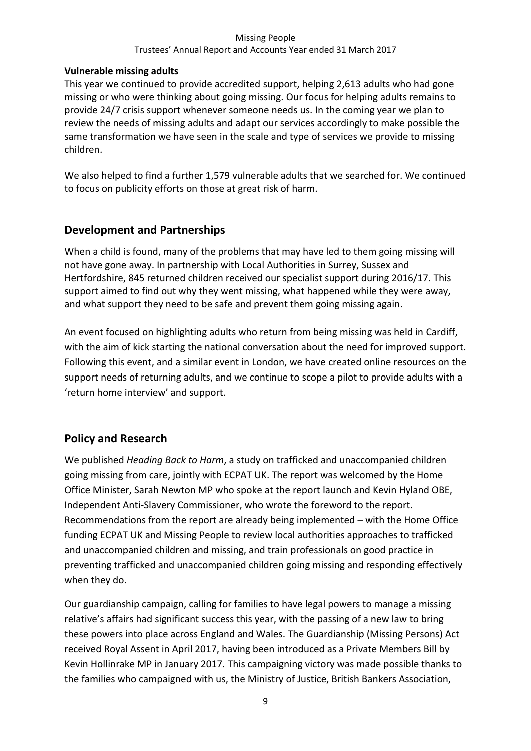**Vulnerable missing adults**

This year we continued to provide accredited support, helping 2,613 adults who had gone missing or who were thinking about going missing. Our focus for helping adults remains to provide 24/7 crisis support whenever someone needs us. In the coming year we plan to review the needs of missing adults and adapt our services accordingly to make possible the same transformation we have seen in the scale and type of services we provide to missing children.

We also helped to find a further 1,579 vulnerable adults that we searched for. We continued to focus on publicity efforts on those at great risk of harm.

## Development and Partnerships

When a child is found, many of the problems that may have led to them going missing will not have gone away. In partnership with Local Authorities in Surrey, Sussex and Hertfordshire, 845 returned children received our specialist support during 2016/17. This support aimed to find out why they went missing, what happened while they were away, and what support they need to be safe and prevent them going missing again.

An event focused on highlighting adults who return from being missing was held in Cardiff, with the aim of kick starting the national conversation about the need for improved support. Following this event, and a similar event in London, we have created online resources on the support needs of returning adults, and we continue to scope a pilot to provide adults with a 'return home interview' and support.

## Policy and Research

We published *Heading Back to Harm*, a study on trafficked and unaccompanied children going missing from care, jointly with ECPAT UK. The report was welcomed by the Home Office Minister, Sarah Newton MP who spoke at the report launch and Kevin Hyland OBE, Independent Anti-Slavery Commissioner, who wrote the foreword to the report. Recommendations from the report are already being implemented – with the Home Office funding ECPAT UK and Missing People to review local authorities approaches to trafficked and unaccompanied children and missing, and train professionals on good practice in preventing trafficked and unaccompanied children going missing and responding effectively when they do.

Our guardianship campaign, calling for families to have legal powers to manage a missing relative's affairs had significant success this year, with the passing of a new law to bring these powers into place across England and Wales. The Guardianship (Missing Persons) Act received Royal Assent in April 2017, having been introduced as a Private Members Bill by Kevin Hollinrake MP in January 2017. This campaigning victory was made possible thanks to the families who campaigned with us, the Ministry of Justice, British Bankers Association,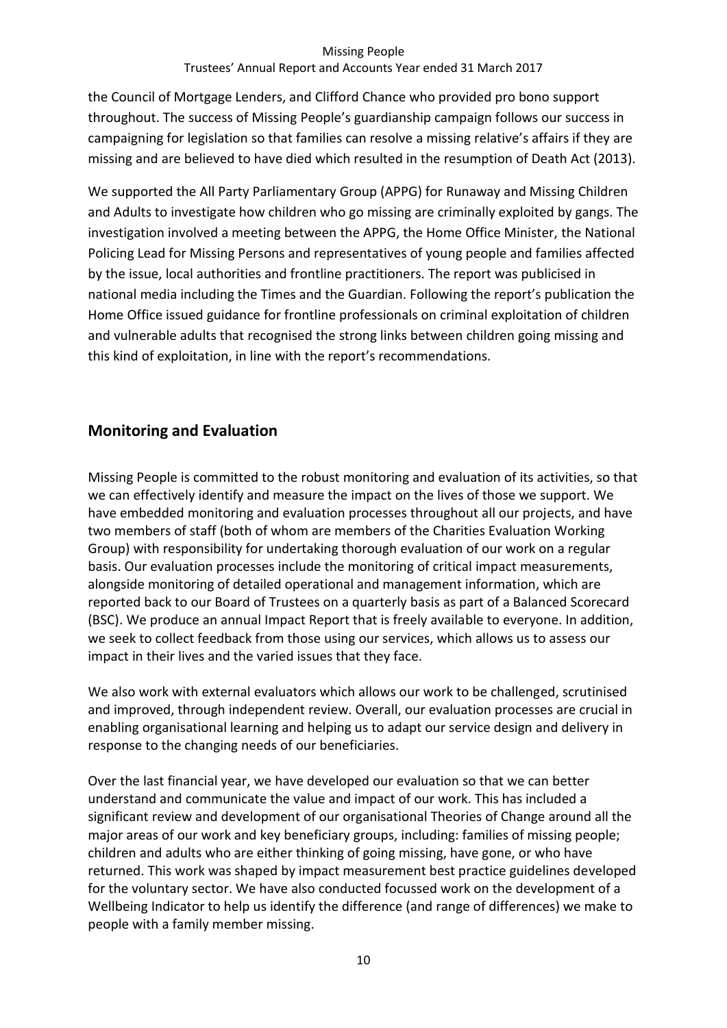the Council of Mortgage Lenders, and Clifford Chance who provided pro bono support throughout. The success of Missing People's guardianship campaign follows our success in campaigning for legislation so that families can resolve a missing relative's affairs if they are missing and are believed to have died which resulted in the resumption of Death Act (2013).

We supported the All Party Parliamentary Group (APPG) for Runaway and Missing Children and Adults to investigate how children who go missing are criminally exploited by gangs. The investigation involved a meeting between the APPG, the Home Office Minister, the National Policing Lead for Missing Persons and representatives of young people and families affected by the issue, local authorities and frontline practitioners. The report was publicised in national media including the Times and the Guardian. Following the report's publication the Home Office issued guidance for frontline professionals on criminal exploitation of children and vulnerable adults that recognised the strong links between children going missing and this kind of exploitation, in line with the report's recommendations.

## Monitoring and Evaluation

Missing People is committed to the robust monitoring and evaluation of its activities, so that we can effectively identify and measure the impact on the lives of those we support. We have embedded monitoring and evaluation processes throughout all our projects, and have two members of staff (both of whom are members of the Charities Evaluation Working Group) with responsibility for undertaking thorough evaluation of our work on a regular basis. Our evaluation processes include the monitoring of critical impact measurements, alongside monitoring of detailed operational and management information, which are reported back to our Board of Trustees on a quarterly basis as part of a Balanced Scorecard (BSC). We produce an annual Impact Report that is freely available to everyone. In addition, we seek to collect feedback from those using our services, which allows us to assess our impact in their lives and the varied issues that they face.

We also work with external evaluators which allows our work to be challenged, scrutinised and improved, through independent review. Overall, our evaluation processes are crucial in enabling organisational learning and helping us to adapt our service design and delivery in response to the changing needs of our beneficiaries.

Over the last financial year, we have developed our evaluation so that we can better understand and communicate the value and impact of our work. This has included a significant review and development of our organisational Theories of Change around all the major areas of our work and key beneficiary groups, including: families of missing people; children and adults who are either thinking of going missing, have gone, or who have returned. This work was shaped by impact measurement best practice guidelines developed for the voluntary sector. We have also conducted focussed work on the development of a Wellbeing Indicator to help us identify the difference (and range of differences) we make to people with a family member missing.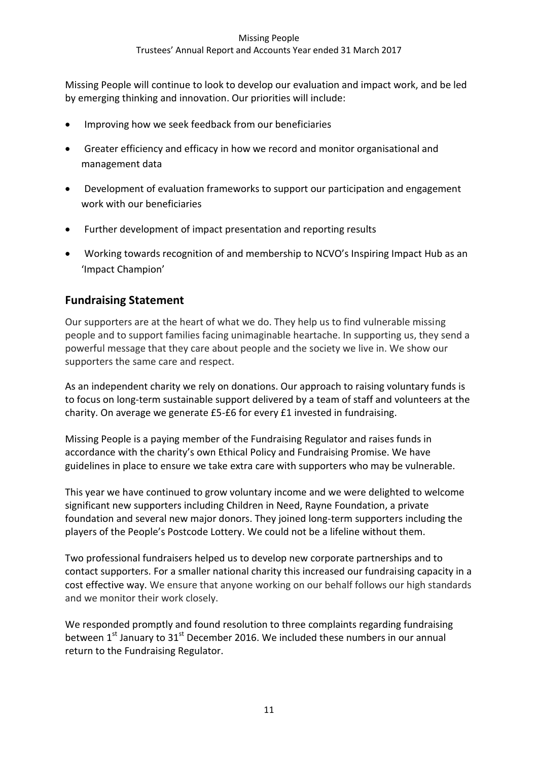Missing People will continue to look to develop our evaluation and impact work, and be led by emerging thinking and innovation. Our priorities will include:

- Improving how we seek feedback from our beneficiaries
- Greater efficiency and efficacy in how we record and monitor organisational and management data
- Development of evaluation frameworks to support our participation and engagement work with our beneficiaries
- Further development of impact presentation and reporting results
- Working towards recognition of and membership to NCVO's Inspiring Impact Hub as an 'Impact Champion'

## Fundraising Statement

Our supporters are at the heart of what we do. They help us to find vulnerable missing people and to support families facing unimaginable heartache. In supporting us, they send a powerful message that they care about people and the society we live in. We show our supporters the same care and respect.

As an independent charity we rely on donations. Our approach to raising voluntary funds is to focus on long-term sustainable support delivered by a team of staff and volunteers at the charity. On average we generate £5-£6 for every £1 invested in fundraising.

Missing People is a paying member of the Fundraising Regulator and raises funds in accordance with the charity's own Ethical Policy and Fundraising Promise. We have guidelines in place to ensure we take extra care with supporters who may be vulnerable.

This year we have continued to grow voluntary income and we were delighted to welcome significant new supporters including Children in Need, Rayne Foundation, a private foundation and several new major donors. They joined long-term supporters including the players of the People's Postcode Lottery. We could not be a lifeline without them.

Two professional fundraisers helped us to develop new corporate partnerships and to contact supporters. For a smaller national charity this increased our fundraising capacity in a cost effective way. We ensure that anyone working on our behalf follows our high standards and we monitor their work closely.

We responded promptly and found resolution to three complaints regarding fundraising between 1st January to 31st December 2016. We included these numbers in our annual return to the Fundraising Regulator.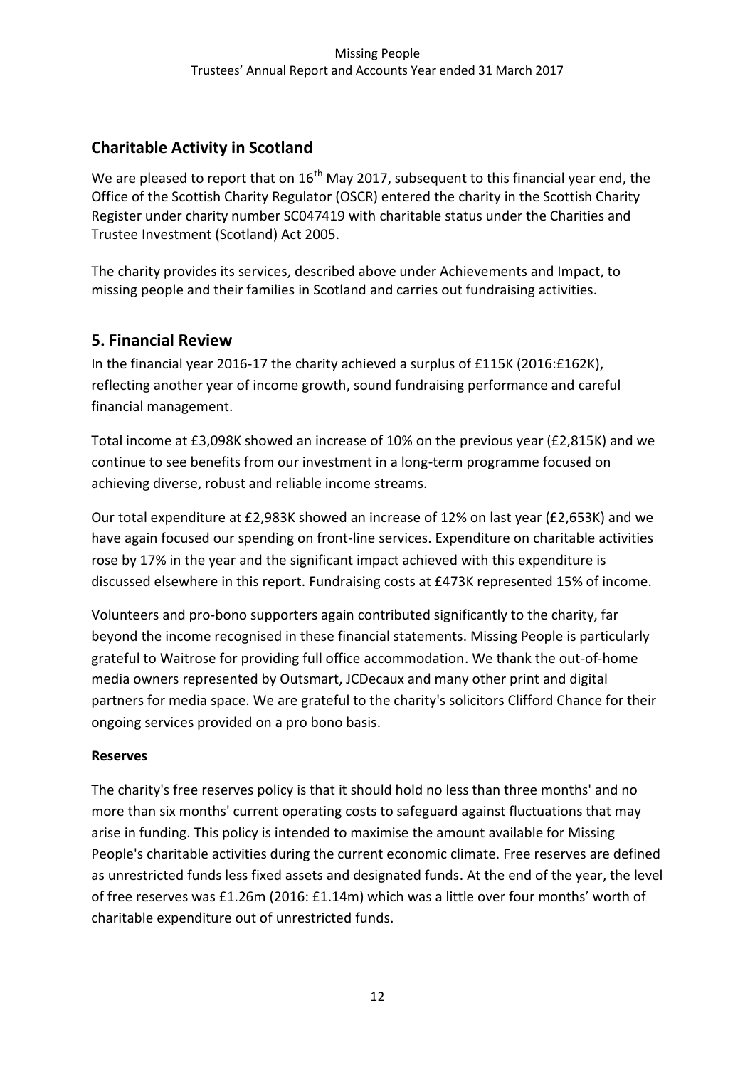## Charitable Activity in Scotland

We are pleased to report that on 16th May 2017, subsequent to this financial year end, the Office of the Scottish Charity Regulator (OSCR) entered the charity in the Scottish Charity Register under charity number SC047419 with charitable status under the Charities and Trustee Investment (Scotland) Act 2005.

The charity provides its services, described above under Achievements and Impact, to missing people and their families in Scotland and carries out fundraising activities.

## 5. Financial Review

In the financial year 2016-17 the charity achieved a surplus of £115K (2016:£162K), reflecting another year of income growth, sound fundraising performance and careful financial management.

Total income at £3,098K showed an increase of 10% on the previous year (£2,815K) and we continue to see benefits from our investment in a long-term programme focused on achieving diverse, robust and reliable income streams.

Our total expenditure at £2,983K showed an increase of 12% on last year (£2,653K) and we have again focused our spending on front-line services. Expenditure on charitable activities rose by 17% in the year and the significant impact achieved with this expenditure is discussed elsewhere in this report. Fundraising costs at £473K represented 15% of income.

Volunteers and pro-bono supporters again contributed significantly to the charity, far beyond the income recognised in these financial statements. Missing People is particularly grateful to Waitrose for providing full office accommodation. We thank the out-of-home media owners represented by Outsmart, JCDecaux and many other print and digital partners for media space. We are grateful to the charity's solicitors Clifford Chance for their ongoing services provided on a pro bono basis.

**Reserves**

The charity's free reserves policy is that it should hold no less than three months' and no more than six months' current operating costs to safeguard against fluctuations that may arise in funding. This policy is intended to maximise the amount available for Missing People's charitable activities during the current economic climate. Free reserves are defined as unrestricted funds less fixed assets and designated funds. At the end of the year, the level of free reserves was £1.26m (2016: £1.14m) which was a little over four months' worth of charitable expenditure out of unrestricted funds.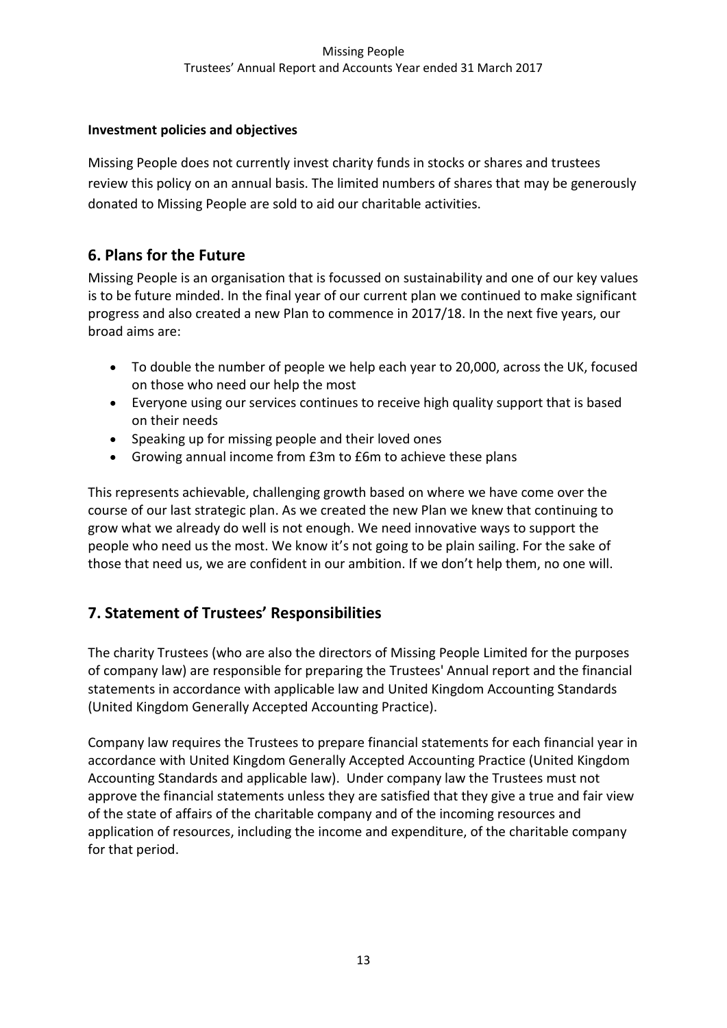**Investment policies and objectives**

Missing People does not currently invest charity funds in stocks or shares and trustees review this policy on an annual basis. The limited numbers of shares that may be generously donated to Missing People are sold to aid our charitable activities.

## 6. Plans for the Future

Missing People is an organisation that is focussed on sustainability and one of our key values is to be future minded. In the final year of our current plan we continued to make significant progress and also created a new Plan to commence in 2017/18. In the next five years, our broad aims are:

- To double the number of people we help each year to 20,000, across the UK, focused on those who need our help the most
- Everyone using our services continues to receive high quality support that is based on their needs
- Speaking up for missing people and their loved ones
- Growing annual income from £3m to £6m to achieve these plans

This represents achievable, challenging growth based on where we have come over the course of our last strategic plan. As we created the new Plan we knew that continuing to grow what we already do well is not enough. We need innovative ways to support the people who need us the most. We know it's not going to be plain sailing. For the sake of those that need us, we are confident in our ambition. If we don't help them, no one will.

## 7. Statement of Trustees' Responsibilities

The charity Trustees (who are also the directors of Missing People Limited for the purposes of company law) are responsible for preparing the Trustees' Annual report and the financial statements in accordance with applicable law and United Kingdom Accounting Standards (United Kingdom Generally Accepted Accounting Practice).

Company law requires the Trustees to prepare financial statements for each financial year in accordance with United Kingdom Generally Accepted Accounting Practice (United Kingdom Accounting Standards and applicable law). Under company law the Trustees must not approve the financial statements unless they are satisfied that they give a true and fair view of the state of affairs of the charitable company and of the incoming resources and application of resources, including the income and expenditure, of the charitable company for that period.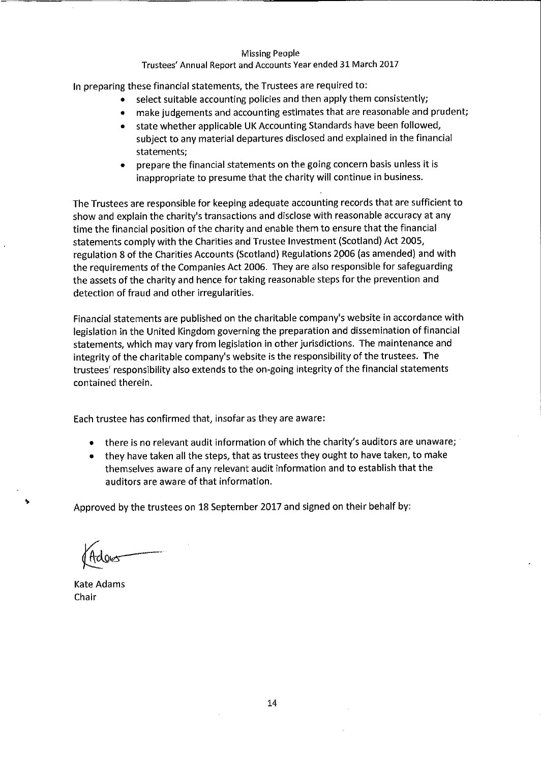In preparing these financial statements, the Trustees are required to:

- select suitable accounting policies and then apply them consistently;
- make judgements and accounting estimates that are reasonable and prudent;
- state whether applicable UK Accounting Standards have been followed, subject to any material departures disclosed and explained in the financial statements;
- prepare the financial statements on the going concern basis unless it is inappropriate to presume that the charity will continue in business.

The Trustees are responsible for keeping adequate accounting records that are sufficient to show and explain the charity's transactions and disclose with reasonable accuracy at any time the financial position of the charity and enable them to ensure that the financial statements comply with the Charities and Trustee Investment (Scotland) Act 2005, regulation 8 of the Charities Accounts (Scotland) Regulations 2006 (as amended) and with the requirements of the Companies Act 2006. They are also responsible for safeguarding the assets of the charity and hence for taking reasonable steps for the prevention and detection of fraud and other irregularities.

Financial statements are published on the charitable company's website in accordance with legislation in the United Kingdom governing the preparation and dissemination of financial statements, which may vary from legislation in other jurisdictions. The maintenance and integrity of the charitable company's website is the responsibility of the trustees. The trustees' responsibility also extends to the on-going integrity of the financial statements contained therein.

Each trustee has confirmed that, insofar as they are aware:

- there is no relevant audit information of which the charity's auditors are unaware;
- they have taken all the steps, that as trustees they ought to have taken, to make themselves aware of any relevant audit information and to establish that the auditors are aware of that information.

Approved by the trustees on 18 September 2017 and signed on their behalf by:

Kate Adams
Chair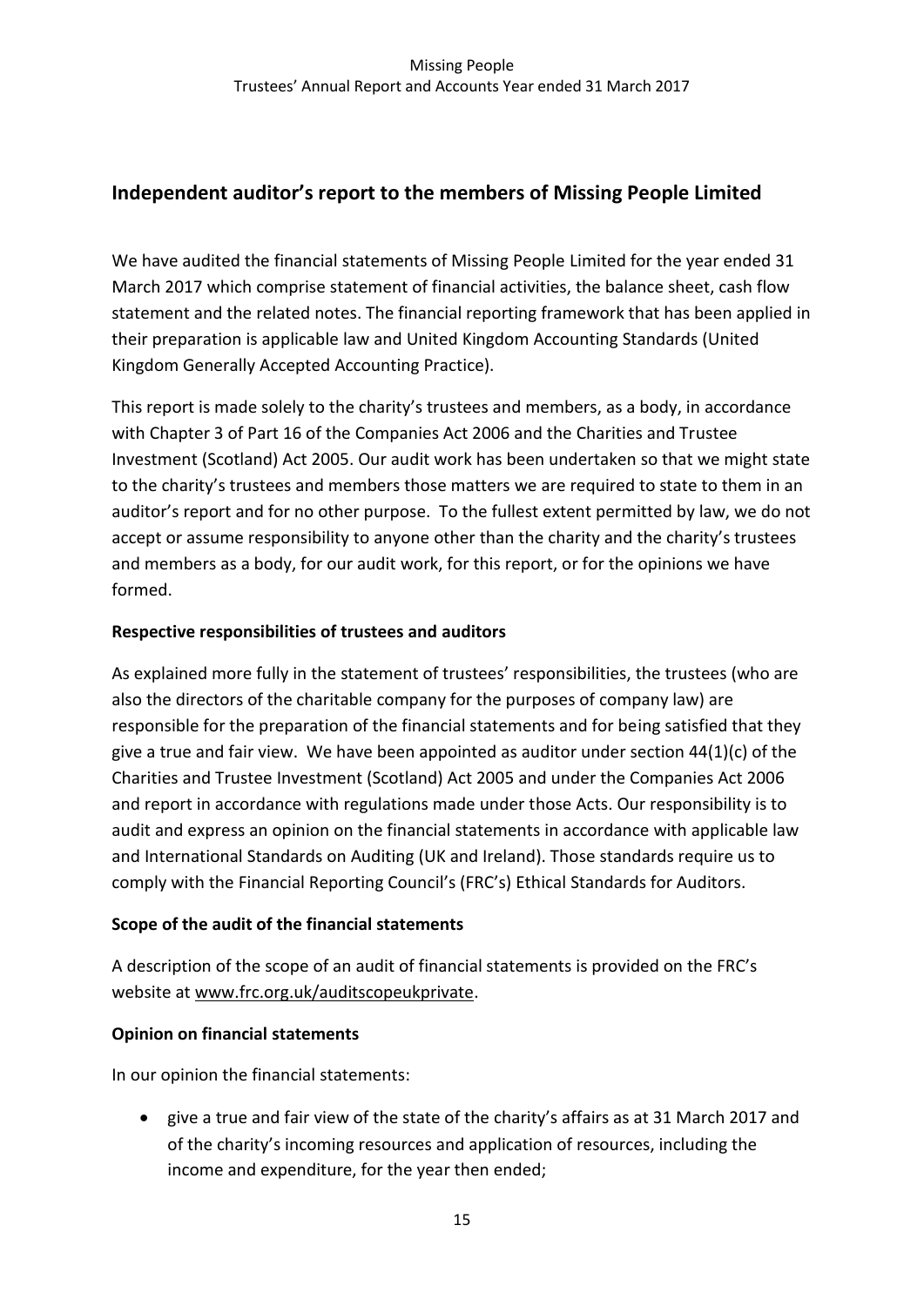## Independent auditor's report to the members of Missing People Limited

We have audited the financial statements of Missing People Limited for the year ended 31 March 2017 which comprise statement of financial activities, the balance sheet, cash flow statement and the related notes. The financial reporting framework that has been applied in their preparation is applicable law and United Kingdom Accounting Standards (United Kingdom Generally Accepted Accounting Practice).

This report is made solely to the charity's trustees and members, as a body, in accordance with Chapter 3 of Part 16 of the Companies Act 2006 and the Charities and Trustee Investment (Scotland) Act 2005. Our audit work has been undertaken so that we might state to the charity's trustees and members those matters we are required to state to them in an auditor's report and for no other purpose. To the fullest extent permitted by law, we do not accept or assume responsibility to anyone other than the charity and the charity's trustees and members as a body, for our audit work, for this report, or for the opinions we have formed.

**Respective responsibilities of trustees and auditors**

As explained more fully in the statement of trustees' responsibilities, the trustees (who are also the directors of the charitable company for the purposes of company law) are responsible for the preparation of the financial statements and for being satisfied that they give a true and fair view. We have been appointed as auditor under section 44(1)(c) of the Charities and Trustee Investment (Scotland) Act 2005 and under the Companies Act 2006 and report in accordance with regulations made under those Acts. Our responsibility is to audit and express an opinion on the financial statements in accordance with applicable law and International Standards on Auditing (UK and Ireland). Those standards require us to comply with the Financial Reporting Council's (FRC's) Ethical Standards for Auditors.

**Scope of the audit of the financial statements**

A description of the scope of an audit of financial statements is provided on the FRC's website at www.frc.org.uk/auditscopeukprivate.

**Opinion on financial statements**

In our opinion the financial statements:

- give a true and fair view of the state of the charity's affairs as at 31 March 2017 and of the charity's incoming resources and application of resources, including the income and expenditure, for the year then ended;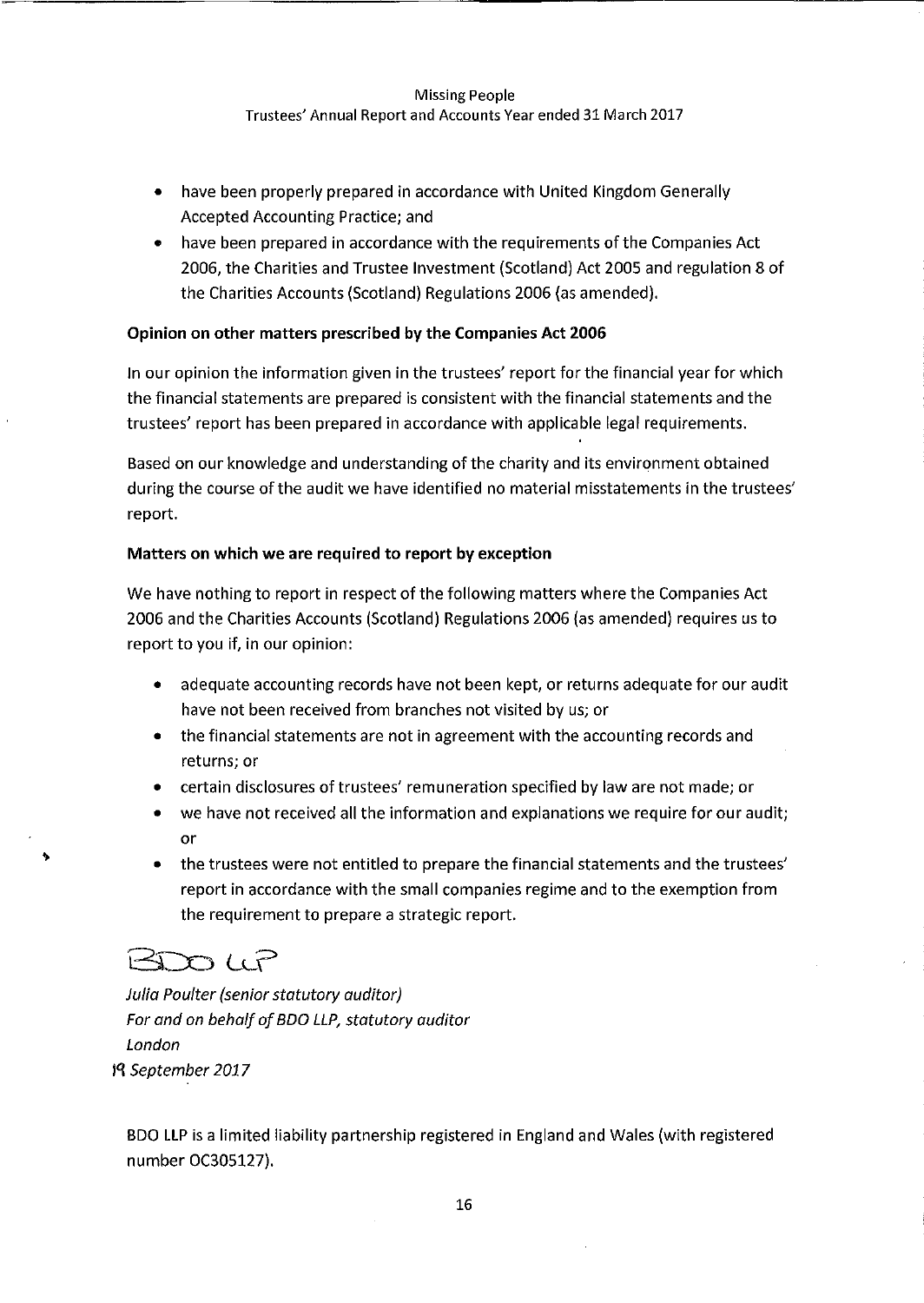- have been properly prepared in accordance with United Kingdom Generally Accepted Accounting Practice; and
- have been prepared in accordance with the requirements of the Companies Act 2006, the Charities and Trustee Investment (Scotland) Act 2005 and regulation 8 of the Charities Accounts (Scotland) Regulations 2006 (as amended).

**Opinion on other matters prescribed by the Companies Act 2006**

In our opinion the information given in the trustees' report for the financial year for which the financial statements are prepared is consistent with the financial statements and the trustees' report has been prepared in accordance with applicable legal requirements.

Based on our knowledge and understanding of the charity and its environment obtained during the course of the audit we have identified no material misstatements in the trustees' report.

**Matters on which we are required to report by exception**

We have nothing to report in respect of the following matters where the Companies Act 2006 and the Charities Accounts (Scotland) Regulations 2006 (as amended) requires us to report to you if, in our opinion:

- adequate accounting records have not been kept, or returns adequate for our audit have not been received from branches not visited by us; or
- the financial statements are not in agreement with the accounting records and returns; or
- certain disclosures of trustees' remuneration specified by law are not made; or
- we have not received all the information and explanations we require for our audit; or
- the trustees were not entitled to prepare the financial statements and the trustees' report in accordance with the small companies regime and to the exemption from the requirement to prepare a strategic report.

BDO LLP

*Julia Poulter (senior statutory auditor)*
*For and on behalf of BDO LLP, statutory auditor*
*London*
19 *September 2017*

BDO LLP is a limited liability partnership registered in England and Wales (with registered number OC305127).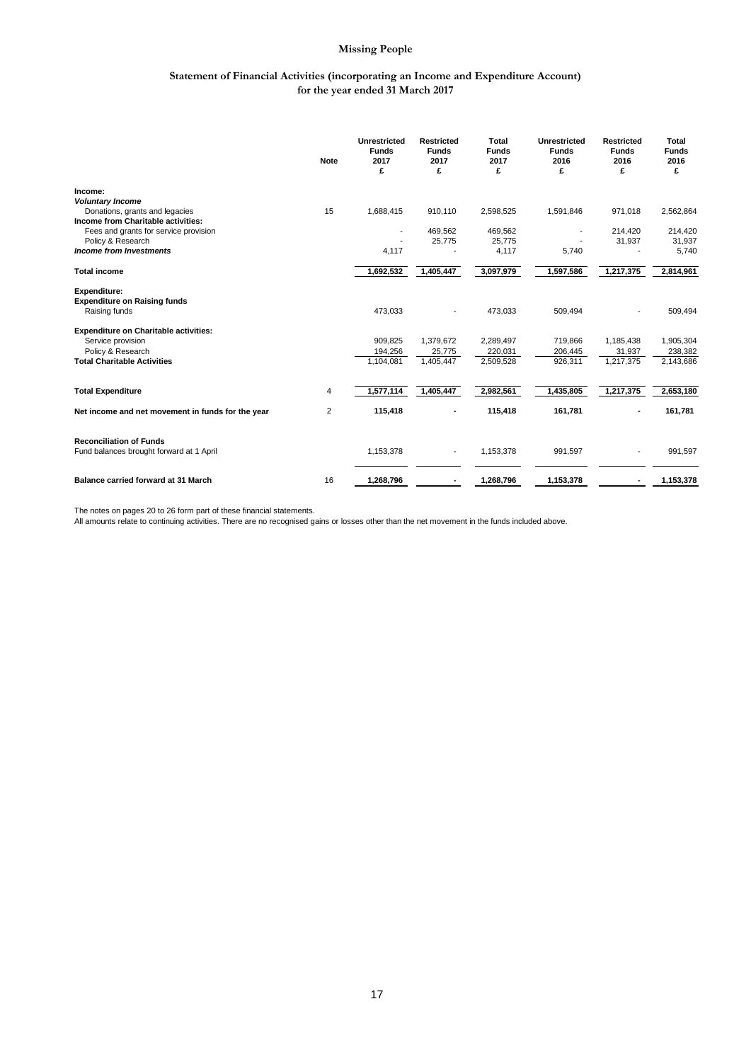# Missing People

## Statement of Financial Activities (incorporating an Income and Expenditure Account) for the year ended 31 March 2017

| | Note | Unrestricted Funds 2017 £ | Restricted Funds 2017 £ | Total Funds 2017 £ | Unrestricted Funds 2016 £ | Restricted Funds 2016 £ | Total Funds 2016 £ |
|---|---|---|---|---|---|---|---|
| **Income:** | | | | | | | |
| ***Voluntary Income*** | | | | | | | |
| Donations, grants and legacies | 15 | 1,688,415 | 910,110 | 2,598,525 | 1,591,846 | 971,018 | 2,562,864 |
| **Income from Charitable activities:** | | | | | | | |
| Fees and grants for service provision | | - | 469,562 | 469,562 | - | 214,420 | 214,420 |
| Policy & Research | | - | 25,775 | 25,775 | - | 31,937 | 31,937 |
| ***Income from Investments*** | | 4,117 | - | 4,117 | 5,740 | - | 5,740 |
| **Total income** | | **1,692,532** | **1,405,447** | **3,097,979** | **1,597,586** | **1,217,375** | **2,814,961** |
| **Expenditure:** | | | | | | | |
| **Expenditure on Raising funds** | | | | | | | |
| Raising funds | | 473,033 | - | 473,033 | 509,494 | - | 509,494 |
| **Expenditure on Charitable activities:** | | | | | | | |
| Service provision | | 909,825 | 1,379,672 | 2,289,497 | 719,866 | 1,185,438 | 1,905,304 |
| Policy & Research | | 194,256 | 25,775 | 220,031 | 206,445 | 31,937 | 238,382 |
| **Total Charitable Activities** | | 1,104,081 | 1,405,447 | 2,509,528 | 926,311 | 1,217,375 | 2,143,686 |
| **Total Expenditure** | 4 | **1,577,114** | **1,405,447** | **2,982,561** | **1,435,805** | **1,217,375** | **2,653,180** |
| **Net income and net movement in funds for the year** | 2 | **115,418** | **-** | **115,418** | **161,781** | **-** | **161,781** |
| **Reconciliation of Funds** | | | | | | | |
| Fund balances brought forward at 1 April | | 1,153,378 | - | 1,153,378 | 991,597 | - | 991,597 |
| **Balance carried forward at 31 March** | 16 | **1,268,796** | **-** | **1,268,796** | **1,153,378** | **-** | **1,153,378** |

The notes on pages 20 to 26 form part of these financial statements.
All amounts relate to continuing activities. There are no recognised gains or losses other than the net movement in the funds included above.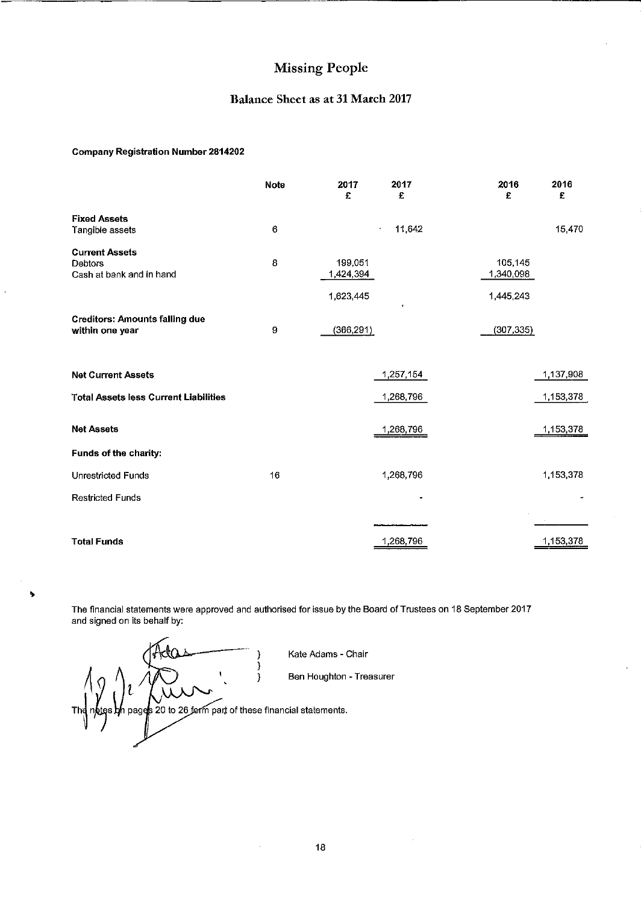# Missing People

## Balance Sheet as at 31 March 2017

**Company Registration Number 2814202**

| | Note | 2017 £ | 2017 £ | 2016 £ | 2016 £ |
|---|---|---|---|---|---|
| **Fixed Assets** | | | | | |
| Tangible assets | 6 | | 11,642 | | 15,470 |
| **Current Assets** | | | | | |
| Debtors | 8 | 199,051 | | 105,145 | |
| Cash at bank and in hand | | 1,424,394 | | 1,340,098 | |
| | | 1,623,445 | | 1,445,243 | |
| **Creditors: Amounts falling due within one year** | 9 | (366,291) | | (307,335) | |
| **Net Current Assets** | | | 1,257,154 | | 1,137,908 |
| **Total Assets less Current Liabilities** | | | 1,268,796 | | 1,153,378 |
| **Net Assets** | | | 1,268,796 | | 1,153,378 |
| **Funds of the charity:** | | | | | |
| Unrestricted Funds | 16 | | 1,268,796 | | 1,153,378 |
| Restricted Funds | | | - | | - |
| **Total Funds** | | | 1,268,796 | | 1,153,378 |

The financial statements were approved and authorised for issue by the Board of Trustees on 18 September 2017 and signed on its behalf by:

Kate Adams - Chair

Ben Houghton - Treasurer

The notes on pages 20 to 26 form part of these financial statements.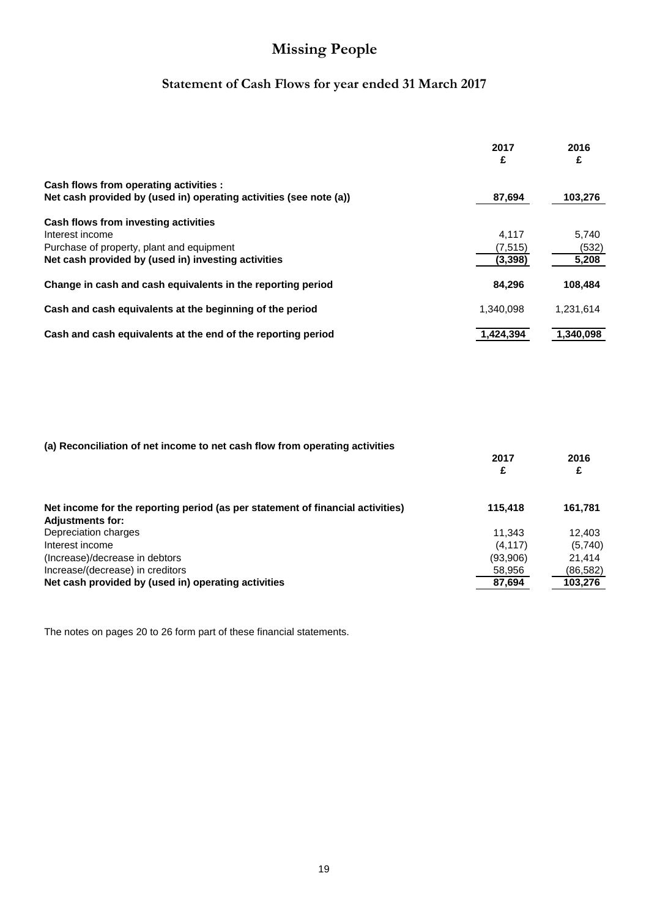# Missing People

## Statement of Cash Flows for year ended 31 March 2017

| | 2017 £ | 2016 £ |
|---|---|---|
| **Cash flows from operating activities :** | | |
| **Net cash provided by (used in) operating activities (see note (a))** | **87,694** | **103,276** |
| **Cash flows from investing activities** | | |
| Interest income | 4,117 | 5,740 |
| Purchase of property, plant and equipment | (7,515) | (532) |
| **Net cash provided by (used in) investing activities** | **(3,398)** | **5,208** |
| **Change in cash and cash equivalents in the reporting period** | **84,296** | **108,484** |
| **Cash and cash equivalents at the beginning of the period** | 1,340,098 | 1,231,614 |
| **Cash and cash equivalents at the end of the reporting period** | **1,424,394** | **1,340,098** |

**(a) Reconciliation of net income to net cash flow from operating activities**

| | 2017 £ | 2016 £ |
|---|---|---|
| **Net income for the reporting period (as per statement of financial activities)** | **115,418** | **161,781** |
| **Adjustments for:** | | |
| Depreciation charges | 11,343 | 12,403 |
| Interest income | (4,117) | (5,740) |
| (Increase)/decrease in debtors | (93,906) | 21,414 |
| Increase/(decrease) in creditors | 58,956 | (86,582) |
| **Net cash provided by (used in) operating activities** | **87,694** | **103,276** |

The notes on pages 20 to 26 form part of these financial statements.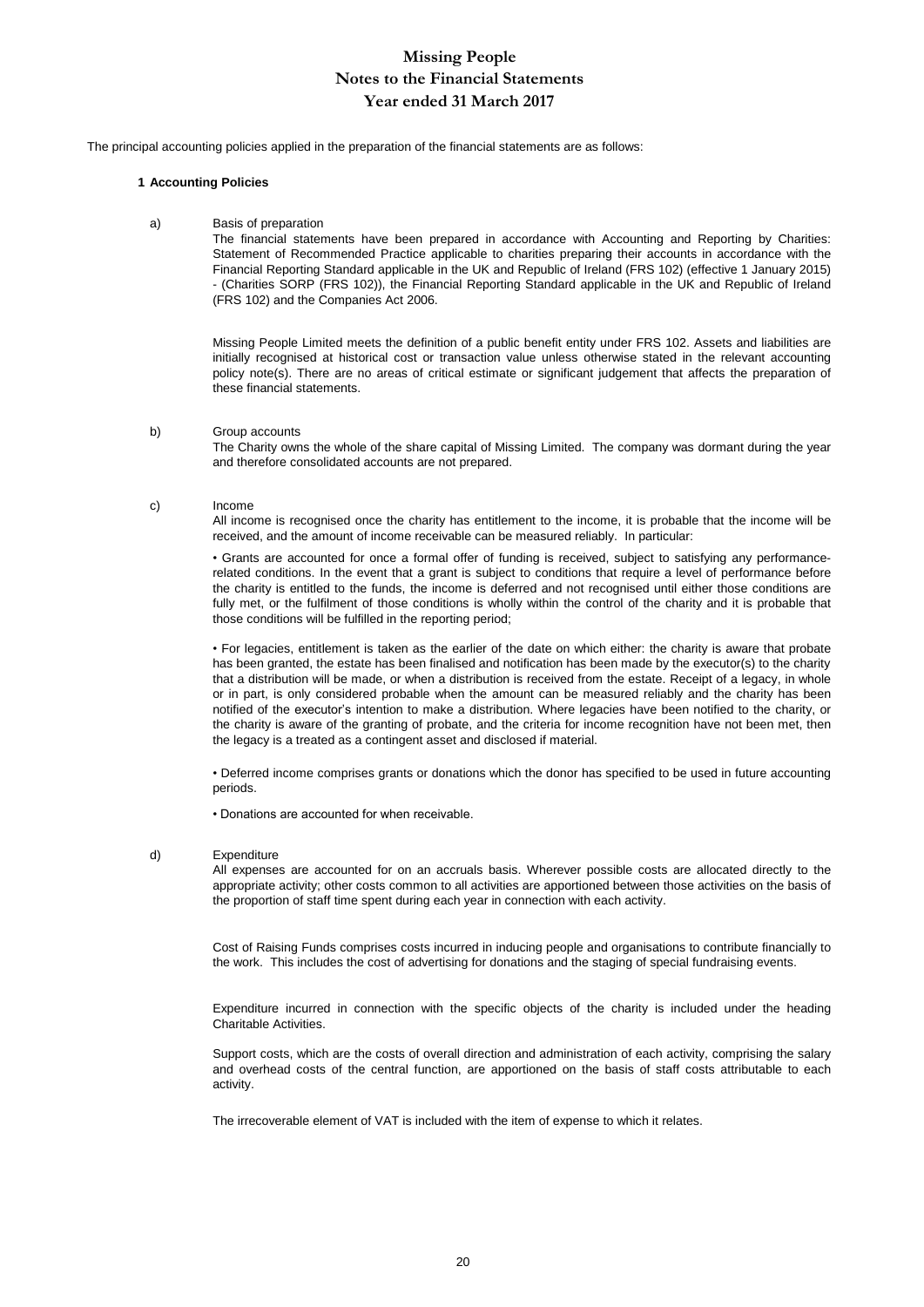# Missing People
## Notes to the Financial Statements
## Year ended 31 March 2017

The principal accounting policies applied in the preparation of the financial statements are as follows:

### 1 Accounting Policies

a) Basis of preparation

The financial statements have been prepared in accordance with Accounting and Reporting by Charities: Statement of Recommended Practice applicable to charities preparing their accounts in accordance with the Financial Reporting Standard applicable in the UK and Republic of Ireland (FRS 102) (effective 1 January 2015) - (Charities SORP (FRS 102)), the Financial Reporting Standard applicable in the UK and Republic of Ireland (FRS 102) and the Companies Act 2006.

Missing People Limited meets the definition of a public benefit entity under FRS 102. Assets and liabilities are initially recognised at historical cost or transaction value unless otherwise stated in the relevant accounting policy note(s). There are no areas of critical estimate or significant judgement that affects the preparation of these financial statements.

b) Group accounts

The Charity owns the whole of the share capital of Missing Limited. The company was dormant during the year and therefore consolidated accounts are not prepared.

c) Income

All income is recognised once the charity has entitlement to the income, it is probable that the income will be received, and the amount of income receivable can be measured reliably. In particular:

• Grants are accounted for once a formal offer of funding is received, subject to satisfying any performance-related conditions. In the event that a grant is subject to conditions that require a level of performance before the charity is entitled to the funds, the income is deferred and not recognised until either those conditions are fully met, or the fulfilment of those conditions is wholly within the control of the charity and it is probable that those conditions will be fulfilled in the reporting period;

• For legacies, entitlement is taken as the earlier of the date on which either: the charity is aware that probate has been granted, the estate has been finalised and notification has been made by the executor(s) to the charity that a distribution will be made, or when a distribution is received from the estate. Receipt of a legacy, in whole or in part, is only considered probable when the amount can be measured reliably and the charity has been notified of the executor's intention to make a distribution. Where legacies have been notified to the charity, or the charity is aware of the granting of probate, and the criteria for income recognition have not been met, then the legacy is a treated as a contingent asset and disclosed if material.

• Deferred income comprises grants or donations which the donor has specified to be used in future accounting periods.

• Donations are accounted for when receivable.

d) Expenditure

All expenses are accounted for on an accruals basis. Wherever possible costs are allocated directly to the appropriate activity; other costs common to all activities are apportioned between those activities on the basis of the proportion of staff time spent during each year in connection with each activity.

Cost of Raising Funds comprises costs incurred in inducing people and organisations to contribute financially to the work. This includes the cost of advertising for donations and the staging of special fundraising events.

Expenditure incurred in connection with the specific objects of the charity is included under the heading Charitable Activities.

Support costs, which are the costs of overall direction and administration of each activity, comprising the salary and overhead costs of the central function, are apportioned on the basis of staff costs attributable to each activity.

The irrecoverable element of VAT is included with the item of expense to which it relates.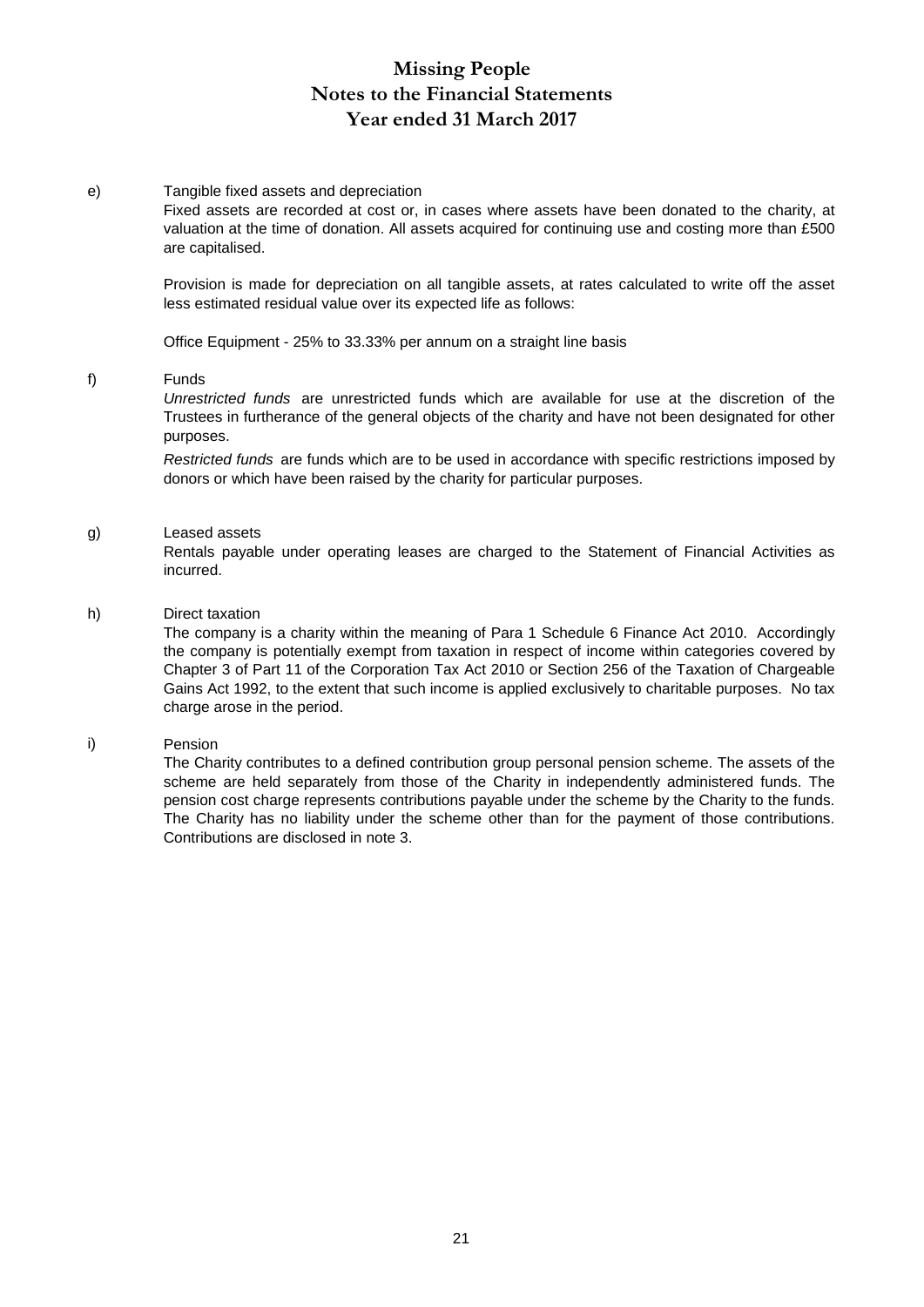e) Tangible fixed assets and depreciation

Fixed assets are recorded at cost or, in cases where assets have been donated to the charity, at valuation at the time of donation. All assets acquired for continuing use and costing more than £500 are capitalised.

Provision is made for depreciation on all tangible assets, at rates calculated to write off the asset less estimated residual value over its expected life as follows:

Office Equipment - 25% to 33.33% per annum on a straight line basis

f) Funds

*Unrestricted funds* are unrestricted funds which are available for use at the discretion of the Trustees in furtherance of the general objects of the charity and have not been designated for other purposes.

*Restricted funds* are funds which are to be used in accordance with specific restrictions imposed by donors or which have been raised by the charity for particular purposes.

g) Leased assets

Rentals payable under operating leases are charged to the Statement of Financial Activities as incurred.

h) Direct taxation

The company is a charity within the meaning of Para 1 Schedule 6 Finance Act 2010. Accordingly the company is potentially exempt from taxation in respect of income within categories covered by Chapter 3 of Part 11 of the Corporation Tax Act 2010 or Section 256 of the Taxation of Chargeable Gains Act 1992, to the extent that such income is applied exclusively to charitable purposes. No tax charge arose in the period.

i) Pension

The Charity contributes to a defined contribution group personal pension scheme. The assets of the scheme are held separately from those of the Charity in independently administered funds. The pension cost charge represents contributions payable under the scheme by the Charity to the funds. The Charity has no liability under the scheme other than for the payment of those contributions. Contributions are disclosed in note 3.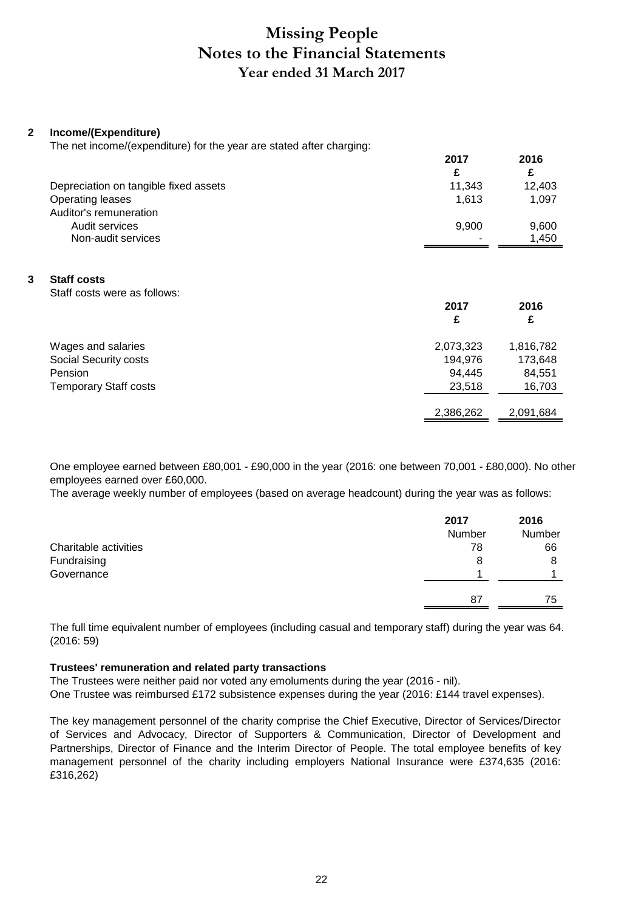# Missing People
# Notes to the Financial Statements
# Year ended 31 March 2017

## 2 Income/(Expenditure)

The net income/(expenditure) for the year are stated after charging:

| | 2017 £ | 2016 £ |
|---|---|---|
| Depreciation on tangible fixed assets | 11,343 | 12,403 |
| Operating leases | 1,613 | 1,097 |
| Auditor's remuneration | | |
| Audit services | 9,900 | 9,600 |
| Non-audit services | - | 1,450 |

## 3 Staff costs

Staff costs were as follows:

| | 2017 £ | 2016 £ |
|---|---|---|
| Wages and salaries | 2,073,323 | 1,816,782 |
| Social Security costs | 194,976 | 173,648 |
| Pension | 94,445 | 84,551 |
| Temporary Staff costs | 23,518 | 16,703 |
| | 2,386,262 | 2,091,684 |

One employee earned between £80,001 - £90,000 in the year (2016: one between 70,001 - £80,000). No other employees earned over £60,000.

The average weekly number of employees (based on average headcount) during the year was as follows:

| | 2017 Number | 2016 Number |
|---|---|---|
| Charitable activities | 78 | 66 |
| Fundraising | 8 | 8 |
| Governance | 1 | 1 |
| | 87 | 75 |

The full time equivalent number of employees (including casual and temporary staff) during the year was 64. (2016: 59)

### Trustees' remuneration and related party transactions

The Trustees were neither paid nor voted any emoluments during the year (2016 - nil).
One Trustee was reimbursed £172 subsistence expenses during the year (2016: £144 travel expenses).

The key management personnel of the charity comprise the Chief Executive, Director of Services/Director of Services and Advocacy, Director of Supporters & Communication, Director of Development and Partnerships, Director of Finance and the Interim Director of People. The total employee benefits of key management personnel of the charity including employers National Insurance were £374,635 (2016: £316,262)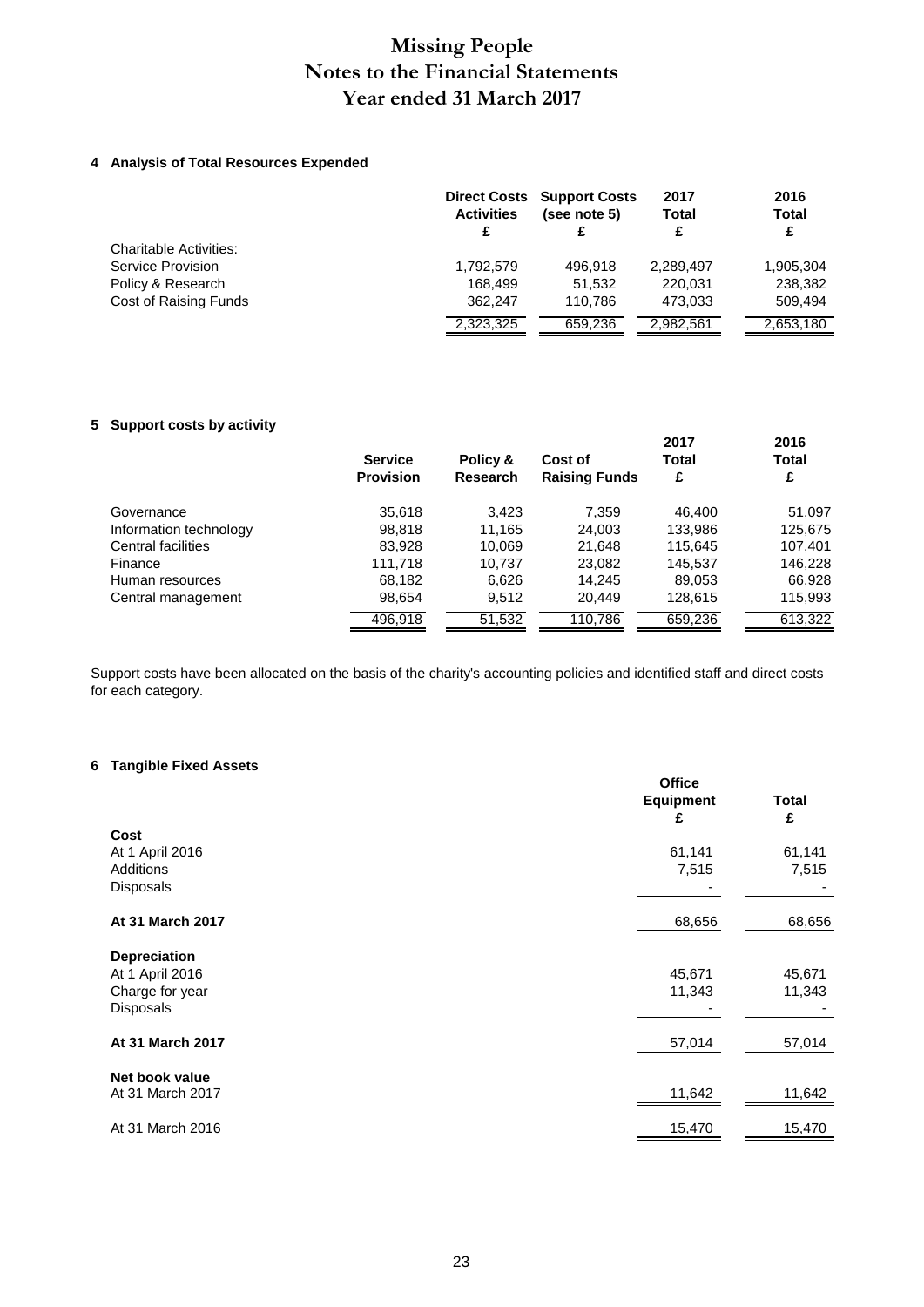# Missing People
# Notes to the Financial Statements
# Year ended 31 March 2017

## 4 Analysis of Total Resources Expended

| | Direct Costs Activities £ | Support Costs (see note 5) £ | 2017 Total £ | 2016 Total £ |
|---|---|---|---|---|
| Charitable Activities: | | | | |
| Service Provision | 1,792,579 | 496,918 | 2,289,497 | 1,905,304 |
| Policy & Research | 168,499 | 51,532 | 220,031 | 238,382 |
| Cost of Raising Funds | 362,247 | 110,786 | 473,033 | 509,494 |
| | 2,323,325 | 659,236 | 2,982,561 | 2,653,180 |

## 5 Support costs by activity

| | Service Provision | Policy & Research | Cost of Raising Funds | 2017 Total £ | 2016 Total £ |
|---|---|---|---|---|---|
| Governance | 35,618 | 3,423 | 7,359 | 46,400 | 51,097 |
| Information technology | 98,818 | 11,165 | 24,003 | 133,986 | 125,675 |
| Central facilities | 83,928 | 10,069 | 21,648 | 115,645 | 107,401 |
| Finance | 111,718 | 10,737 | 23,082 | 145,537 | 146,228 |
| Human resources | 68,182 | 6,626 | 14,245 | 89,053 | 66,928 |
| Central management | 98,654 | 9,512 | 20,449 | 128,615 | 115,993 |
| | 496,918 | 51,532 | 110,786 | 659,236 | 613,322 |

Support costs have been allocated on the basis of the charity's accounting policies and identified staff and direct costs for each category.

## 6 Tangible Fixed Assets

| | Office Equipment £ | Total £ |
|---|---|---|
| **Cost** | | |
| At 1 April 2016 | 61,141 | 61,141 |
| Additions | 7,515 | 7,515 |
| Disposals | - | - |
| **At 31 March 2017** | 68,656 | 68,656 |
| **Depreciation** | | |
| At 1 April 2016 | 45,671 | 45,671 |
| Charge for year | 11,343 | 11,343 |
| Disposals | - | - |
| **At 31 March 2017** | 57,014 | 57,014 |
| **Net book value** | | |
| At 31 March 2017 | 11,642 | 11,642 |
| At 31 March 2016 | 15,470 | 15,470 |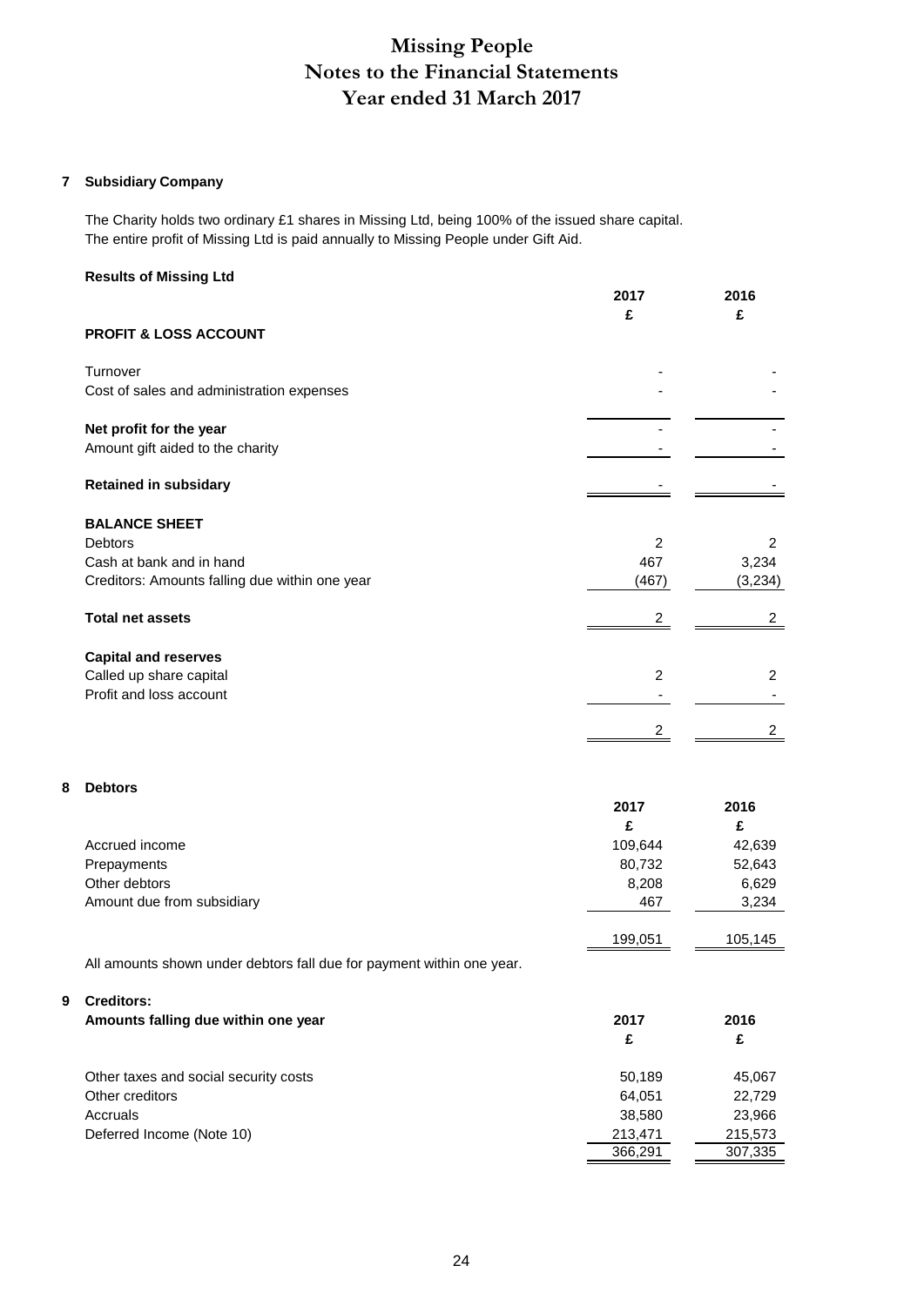# Missing People
## Notes to the Financial Statements
## Year ended 31 March 2017

### 7 Subsidiary Company

The Charity holds two ordinary £1 shares in Missing Ltd, being 100% of the issued share capital. The entire profit of Missing Ltd is paid annually to Missing People under Gift Aid.

**Results of Missing Ltd**

| | 2017 | 2016 |
|---|---|---|
| | £ | £ |
| **PROFIT & LOSS ACCOUNT** | | |
| Turnover | - | - |
| Cost of sales and administration expenses | - | - |
| **Net profit for the year** | - | - |
| Amount gift aided to the charity | - | - |
| **Retained in subsidary** | - | - |
| **BALANCE SHEET** | | |
| Debtors | 2 | 2 |
| Cash at bank and in hand | 467 | 3,234 |
| Creditors: Amounts falling due within one year | (467) | (3,234) |
| **Total net assets** | 2 | 2 |
| **Capital and reserves** | | |
| Called up share capital | 2 | 2 |
| Profit and loss account | - | - |
| | 2 | 2 |

### 8 Debtors

| | 2017 | 2016 |
|---|---|---|
| | £ | £ |
| Accrued income | 109,644 | 42,639 |
| Prepayments | 80,732 | 52,643 |
| Other debtors | 8,208 | 6,629 |
| Amount due from subsidiary | 467 | 3,234 |
| | 199,051 | 105,145 |

All amounts shown under debtors fall due for payment within one year.

### 9 Creditors:
**Amounts falling due within one year**

| | 2017 | 2016 |
|---|---|---|
| | £ | £ |
| Other taxes and social security costs | 50,189 | 45,067 |
| Other creditors | 64,051 | 22,729 |
| Accruals | 38,580 | 23,966 |
| Deferred Income (Note 10) | 213,471 | 215,573 |
| | 366,291 | 307,335 |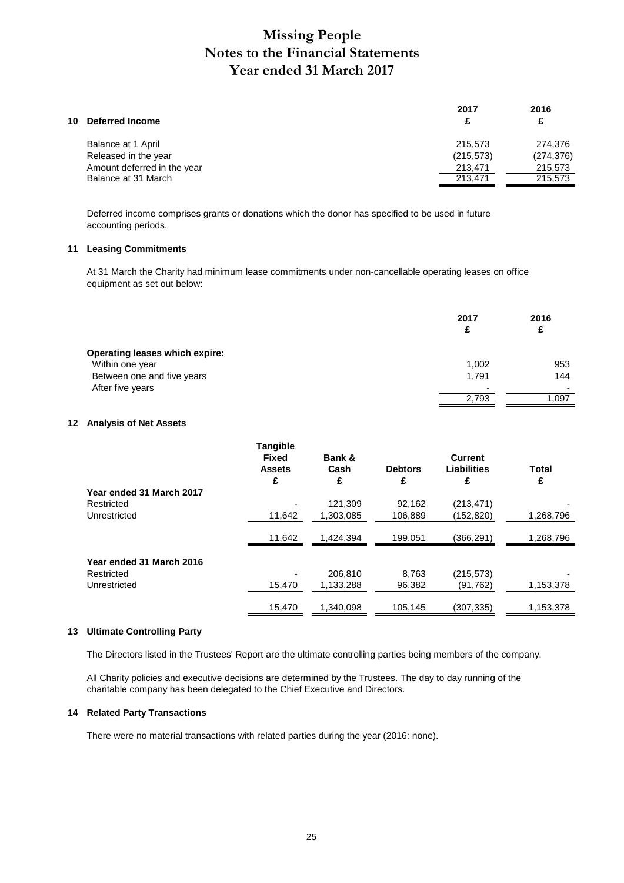# Missing People
# Notes to the Financial Statements
# Year ended 31 March 2017

**10 Deferred Income**

| | 2017 £ | 2016 £ |
|---|---|---|
| Balance at 1 April | 215,573 | 274,376 |
| Released in the year | (215,573) | (274,376) |
| Amount deferred in the year | 213,471 | 215,573 |
| Balance at 31 March | 213,471 | 215,573 |

Deferred income comprises grants or donations which the donor has specified to be used in future accounting periods.

**11 Leasing Commitments**

At 31 March the Charity had minimum lease commitments under non-cancellable operating leases on office equipment as set out below:

| | 2017 £ | 2016 £ |
|---|---|---|
| **Operating leases which expire:** | | |
| Within one year | 1,002 | 953 |
| Between one and five years | 1,791 | 144 |
| After five years | - | - |
| | 2,793 | 1,097 |

**12 Analysis of Net Assets**

| | Tangible Fixed Assets £ | Bank & Cash £ | Debtors £ | Current Liabilities £ | Total £ |
|---|---|---|---|---|---|
| **Year ended 31 March 2017** | | | | | |
| Restricted | - | 121,309 | 92,162 | (213,471) | - |
| Unrestricted | 11,642 | 1,303,085 | 106,889 | (152,820) | 1,268,796 |
| | 11,642 | 1,424,394 | 199,051 | (366,291) | 1,268,796 |
| **Year ended 31 March 2016** | | | | | |
| Restricted | - | 206,810 | 8,763 | (215,573) | - |
| Unrestricted | 15,470 | 1,133,288 | 96,382 | (91,762) | 1,153,378 |
| | 15,470 | 1,340,098 | 105,145 | (307,335) | 1,153,378 |

**13 Ultimate Controlling Party**

The Directors listed in the Trustees' Report are the ultimate controlling parties being members of the company.

All Charity policies and executive decisions are determined by the Trustees. The day to day running of the charitable company has been delegated to the Chief Executive and Directors.

**14 Related Party Transactions**

There were no material transactions with related parties during the year (2016: none).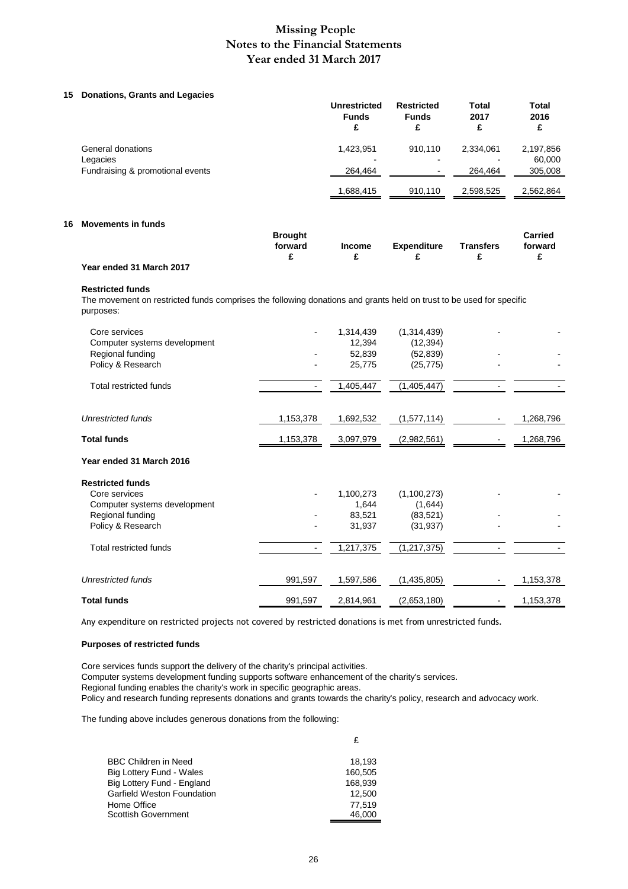# Missing People
## Notes to the Financial Statements
## Year ended 31 March 2017

### 15 Donations, Grants and Legacies

| | Unrestricted Funds £ | Restricted Funds £ | Total 2017 £ | Total 2016 £ |
|---|---|---|---|---|
| General donations | 1,423,951 | 910,110 | 2,334,061 | 2,197,856 |
| Legacies | - | - | - | 60,000 |
| Fundraising & promotional events | 264,464 | - | 264,464 | 305,008 |
| | 1,688,415 | 910,110 | 2,598,525 | 2,562,864 |

### 16 Movements in funds

| | Brought forward £ | Income £ | Expenditure £ | Transfers £ | Carried forward £ |
|---|---|---|---|---|---|
| **Year ended 31 March 2017** | | | | | |
| **Restricted funds** | | | | | |
| The movement on restricted funds comprises the following donations and grants held on trust to be used for specific purposes: | | | | | |
| Core services | - | 1,314,439 | (1,314,439) | - | - |
| Computer systems development | | 12,394 | (12,394) | | |
| Regional funding | - | 52,839 | (52,839) | - | - |
| Policy & Research | - | 25,775 | (25,775) | - | - |
| Total restricted funds | - | 1,405,447 | (1,405,447) | - | - |
| *Unrestricted funds* | 1,153,378 | 1,692,532 | (1,577,114) | - | 1,268,796 |
| **Total funds** | 1,153,378 | 3,097,979 | (2,982,561) | - | 1,268,796 |
| **Year ended 31 March 2016** | | | | | |
| **Restricted funds** | | | | | |
| Core services | - | 1,100,273 | (1,100,273) | - | - |
| Computer systems development | | 1,644 | (1,644) | | |
| Regional funding | - | 83,521 | (83,521) | - | - |
| Policy & Research | - | 31,937 | (31,937) | - | - |
| Total restricted funds | - | 1,217,375 | (1,217,375) | - | - |
| *Unrestricted funds* | 991,597 | 1,597,586 | (1,435,805) | - | 1,153,378 |
| **Total funds** | 991,597 | 2,814,961 | (2,653,180) | - | 1,153,378 |

Any expenditure on restricted projects not covered by restricted donations is met from unrestricted funds.

**Purposes of restricted funds**

Core services funds support the delivery of the charity's principal activities.
Computer systems development funding supports software enhancement of the charity's services.
Regional funding enables the charity's work in specific geographic areas.
Policy and research funding represents donations and grants towards the charity's policy, research and advocacy work.

The funding above includes generous donations from the following:

| | £ |
|---|---|
| BBC Children in Need | 18,193 |
| Big Lottery Fund - Wales | 160,505 |
| Big Lottery Fund - England | 168,939 |
| Garfield Weston Foundation | 12,500 |
| Home Office | 77,519 |
| Scottish Government | 46,000 |